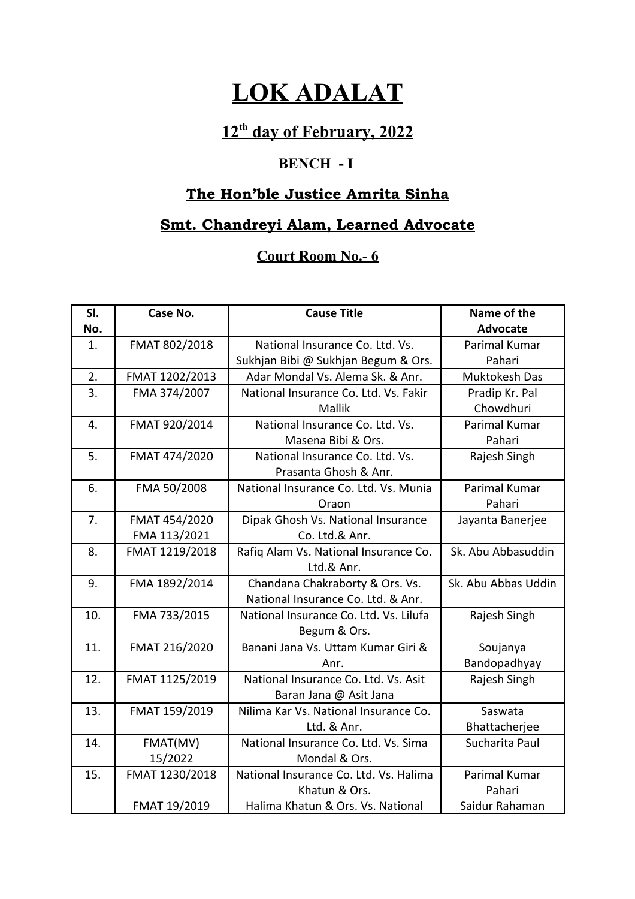# LOK ADALAT

## 12th day of February, 2022

### BENCH - I

### The Hon'ble Justice Amrita Sinha

### Smt. Chandreyi Alam, Learned Advocate

### Court Room No.- 6

| Sl. No. | Case No. | Cause Title | Name of the Advocate |
|---|---|---|---|
| 1. | FMAT 802/2018 | National Insurance Co. Ltd. Vs. Sukhjan Bibi @ Sukhjan Begum & Ors. | Parimal Kumar Pahari |
| 2. | FMAT 1202/2013 | Adar Mondal Vs. Alema Sk. & Anr. | Muktokesh Das |
| 3. | FMA 374/2007 | National Insurance Co. Ltd. Vs. Fakir Mallik | Pradip Kr. Pal Chowdhuri |
| 4. | FMAT 920/2014 | National Insurance Co. Ltd. Vs. Masena Bibi & Ors. | Parimal Kumar Pahari |
| 5. | FMAT 474/2020 | National Insurance Co. Ltd. Vs. Prasanta Ghosh & Anr. | Rajesh Singh |
| 6. | FMA 50/2008 | National Insurance Co. Ltd. Vs. Munia Oraon | Parimal Kumar Pahari |
| 7. | FMAT 454/2020 FMA 113/2021 | Dipak Ghosh Vs. National Insurance Co. Ltd.& Anr. | Jayanta Banerjee |
| 8. | FMAT 1219/2018 | Rafiq Alam Vs. National Insurance Co. Ltd.& Anr. | Sk. Abu Abbasuddin |
| 9. | FMA 1892/2014 | Chandana Chakraborty & Ors. Vs. National Insurance Co. Ltd. & Anr. | Sk. Abu Abbas Uddin |
| 10. | FMA 733/2015 | National Insurance Co. Ltd. Vs. Lilufa Begum & Ors. | Rajesh Singh |
| 11. | FMAT 216/2020 | Banani Jana Vs. Uttam Kumar Giri & Anr. | Soujanya Bandopadhyay |
| 12. | FMAT 1125/2019 | National Insurance Co. Ltd. Vs. Asit Baran Jana @ Asit Jana | Rajesh Singh |
| 13. | FMAT 159/2019 | Nilima Kar Vs. National Insurance Co. Ltd. & Anr. | Saswata Bhattacherjee |
| 14. | FMAT(MV) 15/2022 | National Insurance Co. Ltd. Vs. Sima Mondal & Ors. | Sucharita Paul |
| 15. | FMAT 1230/2018<br><br>FMAT 19/2019 | National Insurance Co. Ltd. Vs. Halima Khatun & Ors.<br>Halima Khatun & Ors. Vs. National | Parimal Kumar Pahari<br>Saidur Rahaman |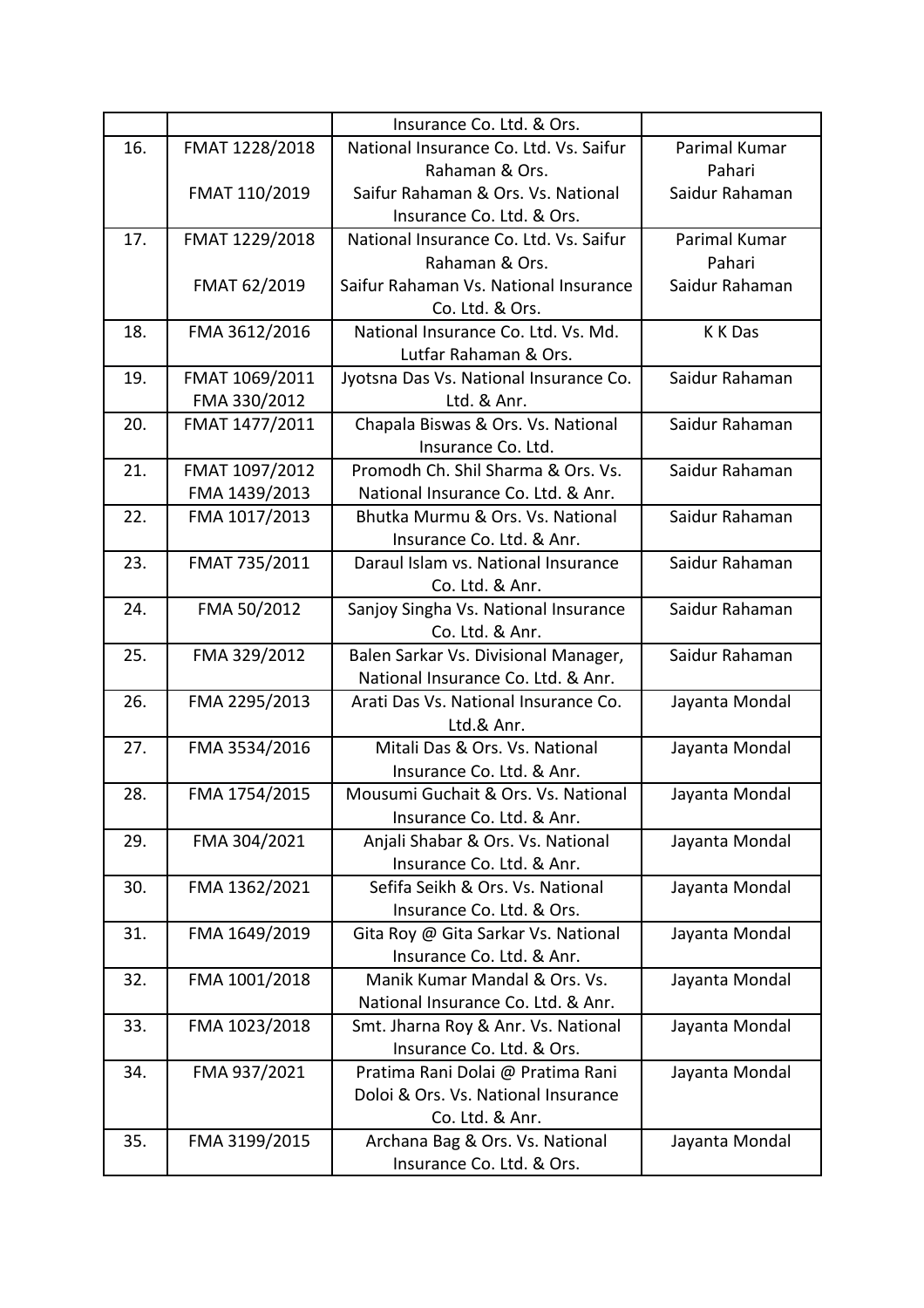| | | Insurance Co. Ltd. & Ors. | |
|---|---|---|---|
| 16. | FMAT 1228/2018<br><br>FMAT 110/2019 | National Insurance Co. Ltd. Vs. Saifur Rahaman & Ors.<br>Saifur Rahaman & Ors. Vs. National Insurance Co. Ltd. & Ors. | Parimal Kumar Pahari<br>Saidur Rahaman |
| 17. | FMAT 1229/2018<br><br>FMAT 62/2019 | National Insurance Co. Ltd. Vs. Saifur Rahaman & Ors.<br>Saifur Rahaman Vs. National Insurance Co. Ltd. & Ors. | Parimal Kumar Pahari<br>Saidur Rahaman |
| 18. | FMA 3612/2016 | National Insurance Co. Ltd. Vs. Md. Lutfar Rahaman & Ors. | K K Das |
| 19. | FMAT 1069/2011<br>FMA 330/2012 | Jyotsna Das Vs. National Insurance Co. Ltd. & Anr. | Saidur Rahaman |
| 20. | FMAT 1477/2011 | Chapala Biswas & Ors. Vs. National Insurance Co. Ltd. | Saidur Rahaman |
| 21. | FMAT 1097/2012<br>FMA 1439/2013 | Promodh Ch. Shil Sharma & Ors. Vs. National Insurance Co. Ltd. & Anr. | Saidur Rahaman |
| 22. | FMA 1017/2013 | Bhutka Murmu & Ors. Vs. National Insurance Co. Ltd. & Anr. | Saidur Rahaman |
| 23. | FMAT 735/2011 | Daraul Islam vs. National Insurance Co. Ltd. & Anr. | Saidur Rahaman |
| 24. | FMA 50/2012 | Sanjoy Singha Vs. National Insurance Co. Ltd. & Anr. | Saidur Rahaman |
| 25. | FMA 329/2012 | Balen Sarkar Vs. Divisional Manager, National Insurance Co. Ltd. & Anr. | Saidur Rahaman |
| 26. | FMA 2295/2013 | Arati Das Vs. National Insurance Co. Ltd.& Anr. | Jayanta Mondal |
| 27. | FMA 3534/2016 | Mitali Das & Ors. Vs. National Insurance Co. Ltd. & Anr. | Jayanta Mondal |
| 28. | FMA 1754/2015 | Mousumi Guchait & Ors. Vs. National Insurance Co. Ltd. & Anr. | Jayanta Mondal |
| 29. | FMA 304/2021 | Anjali Shabar & Ors. Vs. National Insurance Co. Ltd. & Anr. | Jayanta Mondal |
| 30. | FMA 1362/2021 | Sefifa Seikh & Ors. Vs. National Insurance Co. Ltd. & Ors. | Jayanta Mondal |
| 31. | FMA 1649/2019 | Gita Roy @ Gita Sarkar Vs. National Insurance Co. Ltd. & Anr. | Jayanta Mondal |
| 32. | FMA 1001/2018 | Manik Kumar Mandal & Ors. Vs. National Insurance Co. Ltd. & Anr. | Jayanta Mondal |
| 33. | FMA 1023/2018 | Smt. Jharna Roy & Anr. Vs. National Insurance Co. Ltd. & Ors. | Jayanta Mondal |
| 34. | FMA 937/2021 | Pratima Rani Dolai @ Pratima Rani Doloi & Ors. Vs. National Insurance Co. Ltd. & Anr. | Jayanta Mondal |
| 35. | FMA 3199/2015 | Archana Bag & Ors. Vs. National Insurance Co. Ltd. & Ors. | Jayanta Mondal |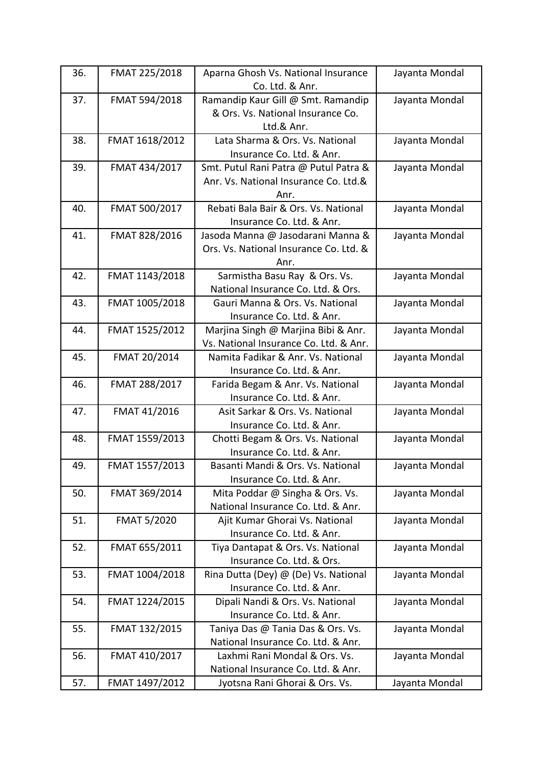| 36. | FMAT 225/2018 | Aparna Ghosh Vs. National Insurance Co. Ltd. & Anr. | Jayanta Mondal |
|---|---|---|---|
| 37. | FMAT 594/2018 | Ramandip Kaur Gill @ Smt. Ramandip & Ors. Vs. National Insurance Co. Ltd.& Anr. | Jayanta Mondal |
| 38. | FMAT 1618/2012 | Lata Sharma & Ors. Vs. National Insurance Co. Ltd. & Anr. | Jayanta Mondal |
| 39. | FMAT 434/2017 | Smt. Putul Rani Patra @ Putul Patra & Anr. Vs. National Insurance Co. Ltd.& Anr. | Jayanta Mondal |
| 40. | FMAT 500/2017 | Rebati Bala Bair & Ors. Vs. National Insurance Co. Ltd. & Anr. | Jayanta Mondal |
| 41. | FMAT 828/2016 | Jasoda Manna @ Jasodarani Manna & Ors. Vs. National Insurance Co. Ltd. & Anr. | Jayanta Mondal |
| 42. | FMAT 1143/2018 | Sarmistha Basu Ray & Ors. Vs. National Insurance Co. Ltd. & Ors. | Jayanta Mondal |
| 43. | FMAT 1005/2018 | Gauri Manna & Ors. Vs. National Insurance Co. Ltd. & Anr. | Jayanta Mondal |
| 44. | FMAT 1525/2012 | Marjina Singh @ Marjina Bibi & Anr. Vs. National Insurance Co. Ltd. & Anr. | Jayanta Mondal |
| 45. | FMAT 20/2014 | Namita Fadikar & Anr. Vs. National Insurance Co. Ltd. & Anr. | Jayanta Mondal |
| 46. | FMAT 288/2017 | Farida Begam & Anr. Vs. National Insurance Co. Ltd. & Anr. | Jayanta Mondal |
| 47. | FMAT 41/2016 | Asit Sarkar & Ors. Vs. National Insurance Co. Ltd. & Anr. | Jayanta Mondal |
| 48. | FMAT 1559/2013 | Chotti Begam & Ors. Vs. National Insurance Co. Ltd. & Anr. | Jayanta Mondal |
| 49. | FMAT 1557/2013 | Basanti Mandi & Ors. Vs. National Insurance Co. Ltd. & Anr. | Jayanta Mondal |
| 50. | FMAT 369/2014 | Mita Poddar @ Singha & Ors. Vs. National Insurance Co. Ltd. & Anr. | Jayanta Mondal |
| 51. | FMAT 5/2020 | Ajit Kumar Ghorai Vs. National Insurance Co. Ltd. & Anr. | Jayanta Mondal |
| 52. | FMAT 655/2011 | Tiya Dantapat & Ors. Vs. National Insurance Co. Ltd. & Ors. | Jayanta Mondal |
| 53. | FMAT 1004/2018 | Rina Dutta (Dey) @ (De) Vs. National Insurance Co. Ltd. & Anr. | Jayanta Mondal |
| 54. | FMAT 1224/2015 | Dipali Nandi & Ors. Vs. National Insurance Co. Ltd. & Anr. | Jayanta Mondal |
| 55. | FMAT 132/2015 | Taniya Das @ Tania Das & Ors. Vs. National Insurance Co. Ltd. & Anr. | Jayanta Mondal |
| 56. | FMAT 410/2017 | Laxhmi Rani Mondal & Ors. Vs. National Insurance Co. Ltd. & Anr. | Jayanta Mondal |
| 57. | FMAT 1497/2012 | Jyotsna Rani Ghorai & Ors. Vs. | Jayanta Mondal |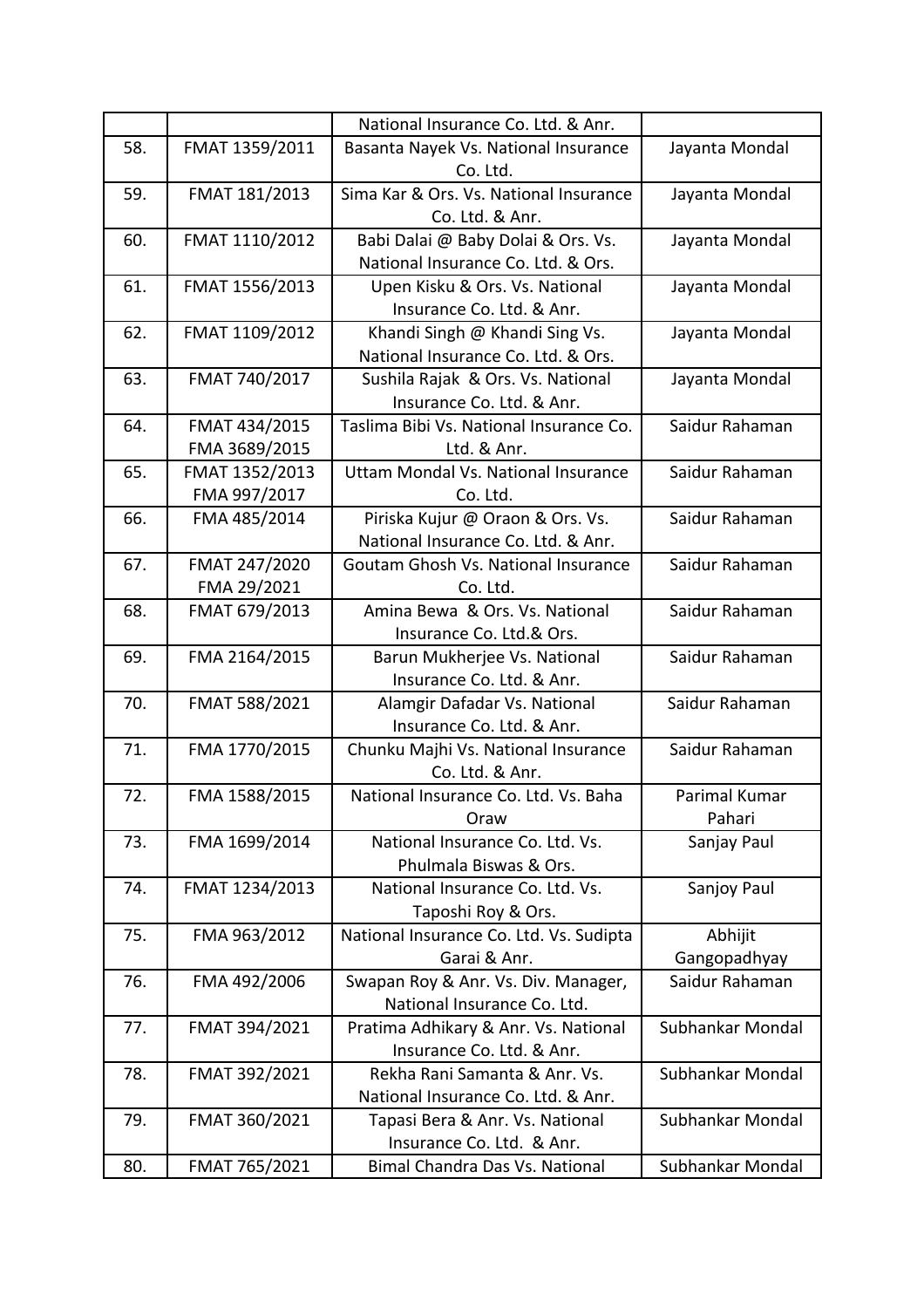| | | National Insurance Co. Ltd. & Anr. | |
|---|---|---|---|
| 58. | FMAT 1359/2011 | Basanta Nayek Vs. National Insurance Co. Ltd. | Jayanta Mondal |
| 59. | FMAT 181/2013 | Sima Kar & Ors. Vs. National Insurance Co. Ltd. & Anr. | Jayanta Mondal |
| 60. | FMAT 1110/2012 | Babi Dalai @ Baby Dolai & Ors. Vs. National Insurance Co. Ltd. & Ors. | Jayanta Mondal |
| 61. | FMAT 1556/2013 | Upen Kisku & Ors. Vs. National Insurance Co. Ltd. & Anr. | Jayanta Mondal |
| 62. | FMAT 1109/2012 | Khandi Singh @ Khandi Sing Vs. National Insurance Co. Ltd. & Ors. | Jayanta Mondal |
| 63. | FMAT 740/2017 | Sushila Rajak & Ors. Vs. National Insurance Co. Ltd. & Anr. | Jayanta Mondal |
| 64. | FMAT 434/2015<br>FMA 3689/2015 | Taslima Bibi Vs. National Insurance Co. Ltd. & Anr. | Saidur Rahaman |
| 65. | FMAT 1352/2013<br>FMA 997/2017 | Uttam Mondal Vs. National Insurance Co. Ltd. | Saidur Rahaman |
| 66. | FMA 485/2014 | Piriska Kujur @ Oraon & Ors. Vs. National Insurance Co. Ltd. & Anr. | Saidur Rahaman |
| 67. | FMAT 247/2020<br>FMA 29/2021 | Goutam Ghosh Vs. National Insurance Co. Ltd. | Saidur Rahaman |
| 68. | FMAT 679/2013 | Amina Bewa & Ors. Vs. National Insurance Co. Ltd.& Ors. | Saidur Rahaman |
| 69. | FMA 2164/2015 | Barun Mukherjee Vs. National Insurance Co. Ltd. & Anr. | Saidur Rahaman |
| 70. | FMAT 588/2021 | Alamgir Dafadar Vs. National Insurance Co. Ltd. & Anr. | Saidur Rahaman |
| 71. | FMA 1770/2015 | Chunku Majhi Vs. National Insurance Co. Ltd. & Anr. | Saidur Rahaman |
| 72. | FMA 1588/2015 | National Insurance Co. Ltd. Vs. Baha Oraw | Parimal Kumar Pahari |
| 73. | FMA 1699/2014 | National Insurance Co. Ltd. Vs. Phulmala Biswas & Ors. | Sanjay Paul |
| 74. | FMAT 1234/2013 | National Insurance Co. Ltd. Vs. Taposhi Roy & Ors. | Sanjoy Paul |
| 75. | FMA 963/2012 | National Insurance Co. Ltd. Vs. Sudipta Garai & Anr. | Abhijit Gangopadhyay |
| 76. | FMA 492/2006 | Swapan Roy & Anr. Vs. Div. Manager, National Insurance Co. Ltd. | Saidur Rahaman |
| 77. | FMAT 394/2021 | Pratima Adhikary & Anr. Vs. National Insurance Co. Ltd. & Anr. | Subhankar Mondal |
| 78. | FMAT 392/2021 | Rekha Rani Samanta & Anr. Vs. National Insurance Co. Ltd. & Anr. | Subhankar Mondal |
| 79. | FMAT 360/2021 | Tapasi Bera & Anr. Vs. National Insurance Co. Ltd. & Anr. | Subhankar Mondal |
| 80. | FMAT 765/2021 | Bimal Chandra Das Vs. National | Subhankar Mondal |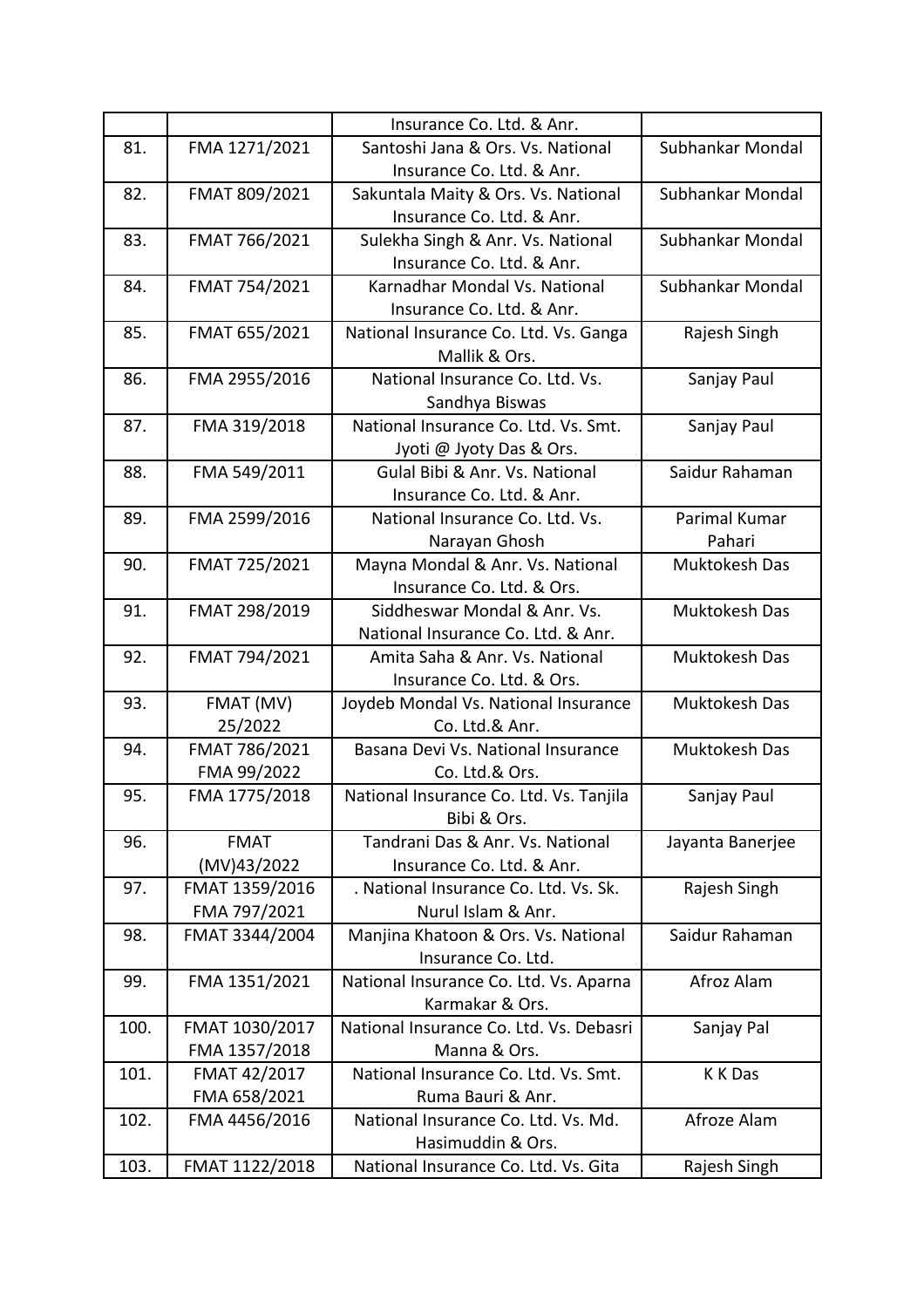|  |  | Insurance Co. Ltd. & Anr. |  |
|---|---|---|---|
| 81. | FMA 1271/2021 | Santoshi Jana & Ors. Vs. National Insurance Co. Ltd. & Anr. | Subhankar Mondal |
| 82. | FMAT 809/2021 | Sakuntala Maity & Ors. Vs. National Insurance Co. Ltd. & Anr. | Subhankar Mondal |
| 83. | FMAT 766/2021 | Sulekha Singh & Anr. Vs. National Insurance Co. Ltd. & Anr. | Subhankar Mondal |
| 84. | FMAT 754/2021 | Karnadhar Mondal Vs. National Insurance Co. Ltd. & Anr. | Subhankar Mondal |
| 85. | FMAT 655/2021 | National Insurance Co. Ltd. Vs. Ganga Mallik & Ors. | Rajesh Singh |
| 86. | FMA 2955/2016 | National Insurance Co. Ltd. Vs. Sandhya Biswas | Sanjay Paul |
| 87. | FMA 319/2018 | National Insurance Co. Ltd. Vs. Smt. Jyoti @ Jyoty Das & Ors. | Sanjay Paul |
| 88. | FMA 549/2011 | Gulal Bibi & Anr. Vs. National Insurance Co. Ltd. & Anr. | Saidur Rahaman |
| 89. | FMA 2599/2016 | National Insurance Co. Ltd. Vs. Narayan Ghosh | Parimal Kumar Pahari |
| 90. | FMAT 725/2021 | Mayna Mondal & Anr. Vs. National Insurance Co. Ltd. & Ors. | Muktokesh Das |
| 91. | FMAT 298/2019 | Siddheswar Mondal & Anr. Vs. National Insurance Co. Ltd. & Anr. | Muktokesh Das |
| 92. | FMAT 794/2021 | Amita Saha & Anr. Vs. National Insurance Co. Ltd. & Ors. | Muktokesh Das |
| 93. | FMAT (MV) 25/2022 | Joydeb Mondal Vs. National Insurance Co. Ltd.& Anr. | Muktokesh Das |
| 94. | FMAT 786/2021 FMA 99/2022 | Basana Devi Vs. National Insurance Co. Ltd.& Ors. | Muktokesh Das |
| 95. | FMA 1775/2018 | National Insurance Co. Ltd. Vs. Tanjila Bibi & Ors. | Sanjay Paul |
| 96. | FMAT (MV)43/2022 | Tandrani Das & Anr. Vs. National Insurance Co. Ltd. & Anr. | Jayanta Banerjee |
| 97. | FMAT 1359/2016 FMA 797/2021 | . National Insurance Co. Ltd. Vs. Sk. Nurul Islam & Anr. | Rajesh Singh |
| 98. | FMAT 3344/2004 | Manjina Khatoon & Ors. Vs. National Insurance Co. Ltd. | Saidur Rahaman |
| 99. | FMA 1351/2021 | National Insurance Co. Ltd. Vs. Aparna Karmakar & Ors. | Afroz Alam |
| 100. | FMAT 1030/2017 FMA 1357/2018 | National Insurance Co. Ltd. Vs. Debasri Manna & Ors. | Sanjay Pal |
| 101. | FMAT 42/2017 FMA 658/2021 | National Insurance Co. Ltd. Vs. Smt. Ruma Bauri & Anr. | K K Das |
| 102. | FMA 4456/2016 | National Insurance Co. Ltd. Vs. Md. Hasimuddin & Ors. | Afroze Alam |
| 103. | FMAT 1122/2018 | National Insurance Co. Ltd. Vs. Gita | Rajesh Singh |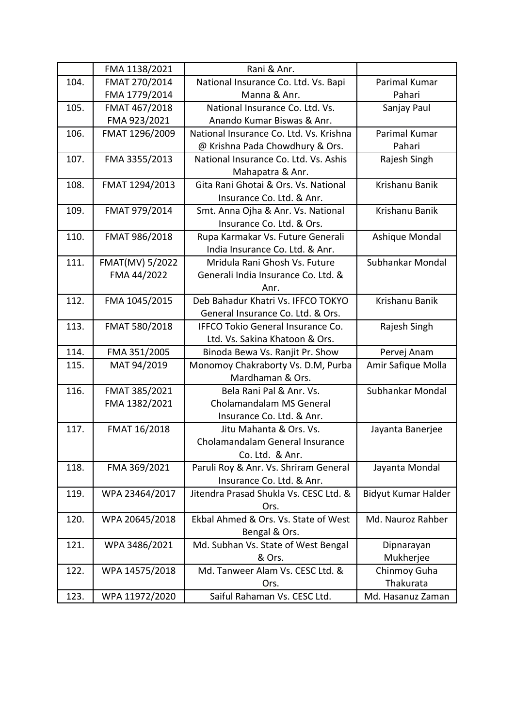| | | | |
|---|---|---|---|
| | FMA 1138/2021 | Rani & Anr. | |
| 104. | FMAT 270/2014 FMA 1779/2014 | National Insurance Co. Ltd. Vs. Bapi Manna & Anr. | Parimal Kumar Pahari |
| 105. | FMAT 467/2018 FMA 923/2021 | National Insurance Co. Ltd. Vs. Anando Kumar Biswas & Anr. | Sanjay Paul |
| 106. | FMAT 1296/2009 | National Insurance Co. Ltd. Vs. Krishna @ Krishna Pada Chowdhury & Ors. | Parimal Kumar Pahari |
| 107. | FMA 3355/2013 | National Insurance Co. Ltd. Vs. Ashis Mahapatra & Anr. | Rajesh Singh |
| 108. | FMAT 1294/2013 | Gita Rani Ghotai & Ors. Vs. National Insurance Co. Ltd. & Anr. | Krishanu Banik |
| 109. | FMAT 979/2014 | Smt. Anna Ojha & Anr. Vs. National Insurance Co. Ltd. & Ors. | Krishanu Banik |
| 110. | FMAT 986/2018 | Rupa Karmakar Vs. Future Generali India Insurance Co. Ltd. & Anr. | Ashique Mondal |
| 111. | FMAT(MV) 5/2022 FMA 44/2022 | Mridula Rani Ghosh Vs. Future Generali India Insurance Co. Ltd. & Anr. | Subhankar Mondal |
| 112. | FMA 1045/2015 | Deb Bahadur Khatri Vs. IFFCO TOKYO General Insurance Co. Ltd. & Ors. | Krishanu Banik |
| 113. | FMAT 580/2018 | IFFCO Tokio General Insurance Co. Ltd. Vs. Sakina Khatoon & Ors. | Rajesh Singh |
| 114. | FMA 351/2005 | Binoda Bewa Vs. Ranjit Pr. Show | Pervej Anam |
| 115. | MAT 94/2019 | Monomoy Chakraborty Vs. D.M, Purba Mardhaman & Ors. | Amir Safique Molla |
| 116. | FMAT 385/2021 FMA 1382/2021 | Bela Rani Pal & Anr. Vs. Cholamandalam MS General Insurance Co. Ltd. & Anr. | Subhankar Mondal |
| 117. | FMAT 16/2018 | Jitu Mahanta & Ors. Vs. Cholamandalam General Insurance Co. Ltd. & Anr. | Jayanta Banerjee |
| 118. | FMA 369/2021 | Paruli Roy & Anr. Vs. Shriram General Insurance Co. Ltd. & Anr. | Jayanta Mondal |
| 119. | WPA 23464/2017 | Jitendra Prasad Shukla Vs. CESC Ltd. & Ors. | Bidyut Kumar Halder |
| 120. | WPA 20645/2018 | Ekbal Ahmed & Ors. Vs. State of West Bengal & Ors. | Md. Nauroz Rahber |
| 121. | WPA 3486/2021 | Md. Subhan Vs. State of West Bengal & Ors. | Dipnarayan Mukherjee |
| 122. | WPA 14575/2018 | Md. Tanweer Alam Vs. CESC Ltd. & Ors. | Chinmoy Guha Thakurata |
| 123. | WPA 11972/2020 | Saiful Rahaman Vs. CESC Ltd. | Md. Hasanuz Zaman |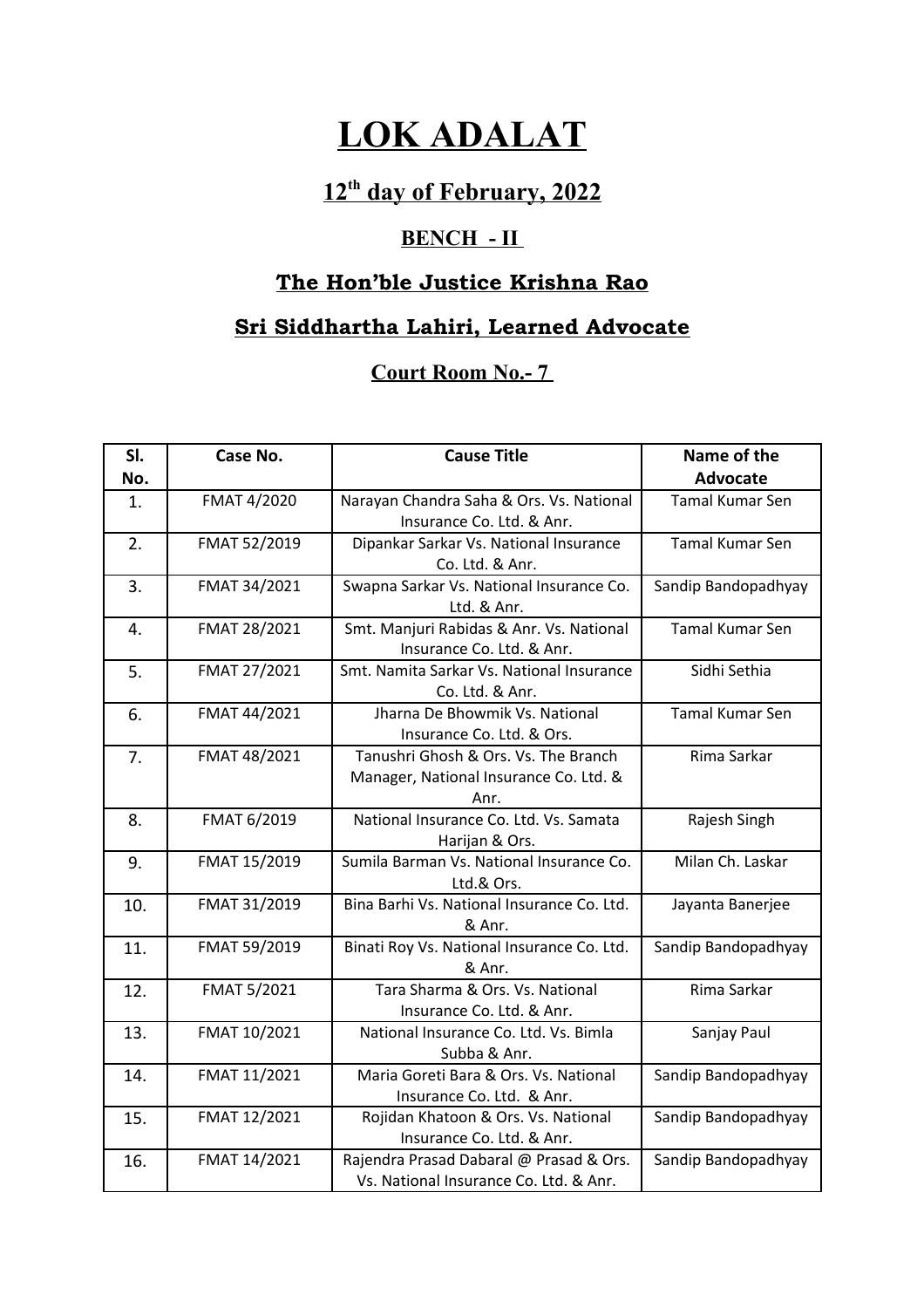# LOK ADALAT

## 12th day of February, 2022

### BENCH - II

### The Hon'ble Justice Krishna Rao

### Sri Siddhartha Lahiri, Learned Advocate

### Court Room No.- 7

| Sl. No. | Case No. | Cause Title | Name of the Advocate |
|---|---|---|---|
| 1. | FMAT 4/2020 | Narayan Chandra Saha & Ors. Vs. National Insurance Co. Ltd. & Anr. | Tamal Kumar Sen |
| 2. | FMAT 52/2019 | Dipankar Sarkar Vs. National Insurance Co. Ltd. & Anr. | Tamal Kumar Sen |
| 3. | FMAT 34/2021 | Swapna Sarkar Vs. National Insurance Co. Ltd. & Anr. | Sandip Bandopadhyay |
| 4. | FMAT 28/2021 | Smt. Manjuri Rabidas & Anr. Vs. National Insurance Co. Ltd. & Anr. | Tamal Kumar Sen |
| 5. | FMAT 27/2021 | Smt. Namita Sarkar Vs. National Insurance Co. Ltd. & Anr. | Sidhi Sethia |
| 6. | FMAT 44/2021 | Jharna De Bhowmik Vs. National Insurance Co. Ltd. & Ors. | Tamal Kumar Sen |
| 7. | FMAT 48/2021 | Tanushri Ghosh & Ors. Vs. The Branch Manager, National Insurance Co. Ltd. & Anr. | Rima Sarkar |
| 8. | FMAT 6/2019 | National Insurance Co. Ltd. Vs. Samata Harijan & Ors. | Rajesh Singh |
| 9. | FMAT 15/2019 | Sumila Barman Vs. National Insurance Co. Ltd.& Ors. | Milan Ch. Laskar |
| 10. | FMAT 31/2019 | Bina Barhi Vs. National Insurance Co. Ltd. & Anr. | Jayanta Banerjee |
| 11. | FMAT 59/2019 | Binati Roy Vs. National Insurance Co. Ltd. & Anr. | Sandip Bandopadhyay |
| 12. | FMAT 5/2021 | Tara Sharma & Ors. Vs. National Insurance Co. Ltd. & Anr. | Rima Sarkar |
| 13. | FMAT 10/2021 | National Insurance Co. Ltd. Vs. Bimla Subba & Anr. | Sanjay Paul |
| 14. | FMAT 11/2021 | Maria Goreti Bara & Ors. Vs. National Insurance Co. Ltd. & Anr. | Sandip Bandopadhyay |
| 15. | FMAT 12/2021 | Rojidan Khatoon & Ors. Vs. National Insurance Co. Ltd. & Anr. | Sandip Bandopadhyay |
| 16. | FMAT 14/2021 | Rajendra Prasad Dabaral @ Prasad & Ors. Vs. National Insurance Co. Ltd. & Anr. | Sandip Bandopadhyay |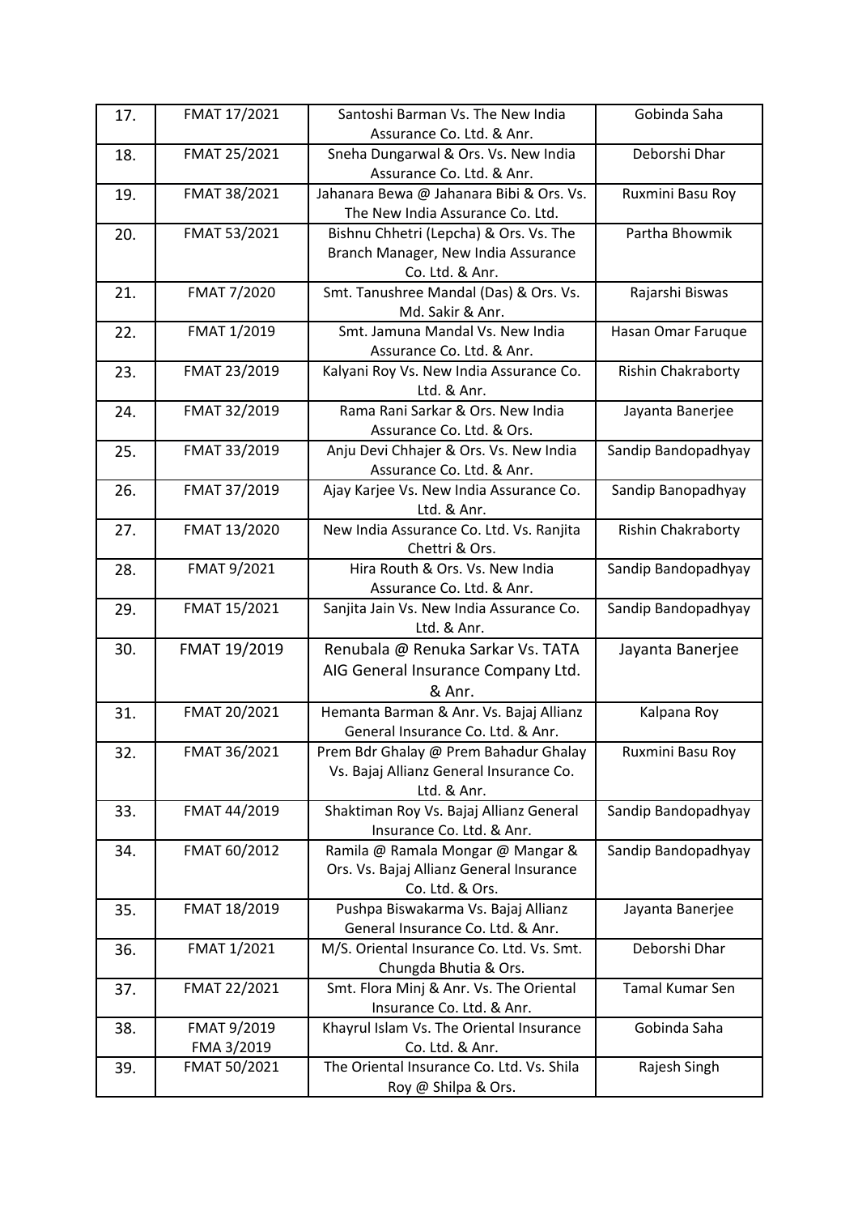| | | | |
|---|---|---|---|
| 17. | FMAT 17/2021 | Santoshi Barman Vs. The New India Assurance Co. Ltd. & Anr. | Gobinda Saha |
| 18. | FMAT 25/2021 | Sneha Dungarwal & Ors. Vs. New India Assurance Co. Ltd. & Anr. | Deborshi Dhar |
| 19. | FMAT 38/2021 | Jahanara Bewa @ Jahanara Bibi & Ors. Vs. The New India Assurance Co. Ltd. | Ruxmini Basu Roy |
| 20. | FMAT 53/2021 | Bishnu Chhetri (Lepcha) & Ors. Vs. The Branch Manager, New India Assurance Co. Ltd. & Anr. | Partha Bhowmik |
| 21. | FMAT 7/2020 | Smt. Tanushree Mandal (Das) & Ors. Vs. Md. Sakir & Anr. | Rajarshi Biswas |
| 22. | FMAT 1/2019 | Smt. Jamuna Mandal Vs. New India Assurance Co. Ltd. & Anr. | Hasan Omar Faruque |
| 23. | FMAT 23/2019 | Kalyani Roy Vs. New India Assurance Co. Ltd. & Anr. | Rishin Chakraborty |
| 24. | FMAT 32/2019 | Rama Rani Sarkar & Ors. New India Assurance Co. Ltd. & Ors. | Jayanta Banerjee |
| 25. | FMAT 33/2019 | Anju Devi Chhajer & Ors. Vs. New India Assurance Co. Ltd. & Anr. | Sandip Bandopadhyay |
| 26. | FMAT 37/2019 | Ajay Karjee Vs. New India Assurance Co. Ltd. & Anr. | Sandip Banopadhyay |
| 27. | FMAT 13/2020 | New India Assurance Co. Ltd. Vs. Ranjita Chettri & Ors. | Rishin Chakraborty |
| 28. | FMAT 9/2021 | Hira Routh & Ors. Vs. New India Assurance Co. Ltd. & Anr. | Sandip Bandopadhyay |
| 29. | FMAT 15/2021 | Sanjita Jain Vs. New India Assurance Co. Ltd. & Anr. | Sandip Bandopadhyay |
| 30. | FMAT 19/2019 | Renubala @ Renuka Sarkar Vs. TATA AIG General Insurance Company Ltd. & Anr. | Jayanta Banerjee |
| 31. | FMAT 20/2021 | Hemanta Barman & Anr. Vs. Bajaj Allianz General Insurance Co. Ltd. & Anr. | Kalpana Roy |
| 32. | FMAT 36/2021 | Prem Bdr Ghalay @ Prem Bahadur Ghalay Vs. Bajaj Allianz General Insurance Co. Ltd. & Anr. | Ruxmini Basu Roy |
| 33. | FMAT 44/2019 | Shaktiman Roy Vs. Bajaj Allianz General Insurance Co. Ltd. & Anr. | Sandip Bandopadhyay |
| 34. | FMAT 60/2012 | Ramila @ Ramala Mongar @ Mangar & Ors. Vs. Bajaj Allianz General Insurance Co. Ltd. & Ors. | Sandip Bandopadhyay |
| 35. | FMAT 18/2019 | Pushpa Biswakarma Vs. Bajaj Allianz General Insurance Co. Ltd. & Anr. | Jayanta Banerjee |
| 36. | FMAT 1/2021 | M/S. Oriental Insurance Co. Ltd. Vs. Smt. Chungda Bhutia & Ors. | Deborshi Dhar |
| 37. | FMAT 22/2021 | Smt. Flora Minj & Anr. Vs. The Oriental Insurance Co. Ltd. & Anr. | Tamal Kumar Sen |
| 38. | FMAT 9/2019 FMA 3/2019 | Khayrul Islam Vs. The Oriental Insurance Co. Ltd. & Anr. | Gobinda Saha |
| 39. | FMAT 50/2021 | The Oriental Insurance Co. Ltd. Vs. Shila Roy @ Shilpa & Ors. | Rajesh Singh |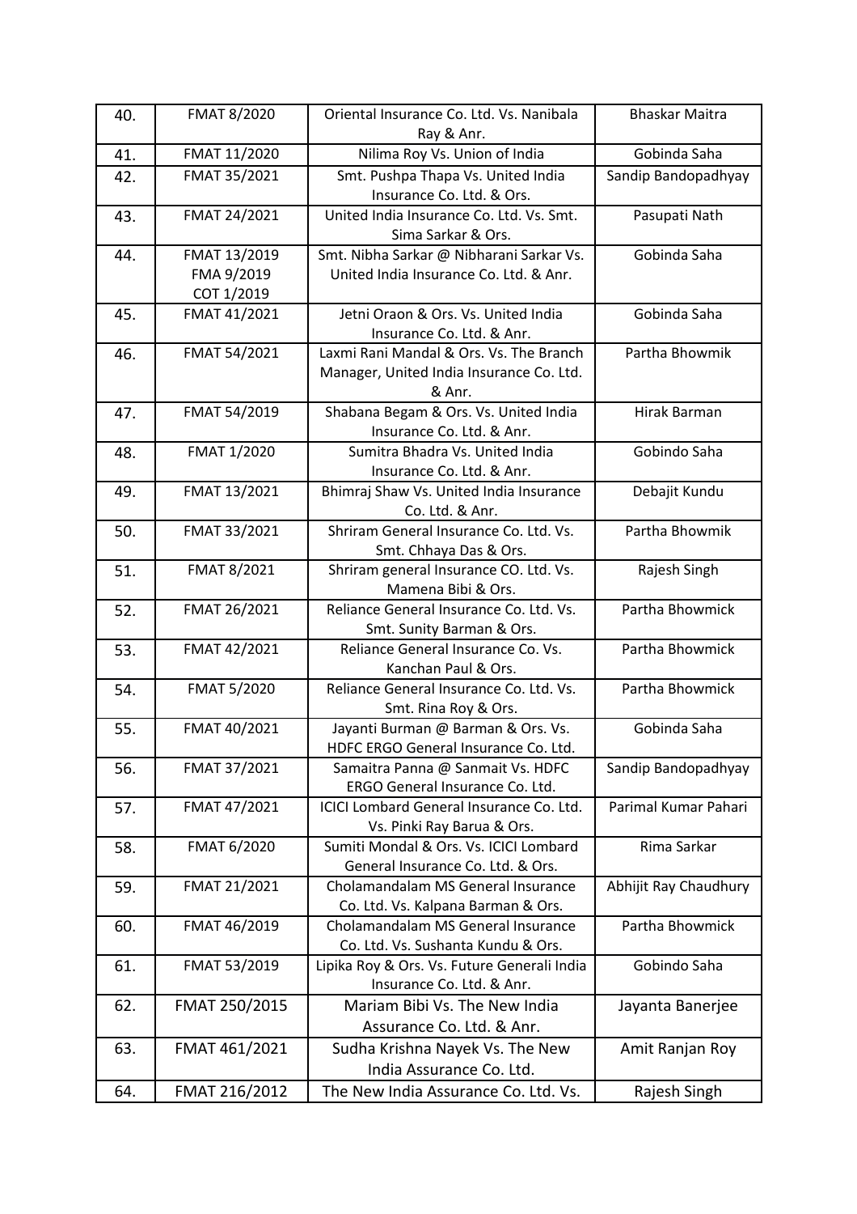| 40. | FMAT 8/2020 | Oriental Insurance Co. Ltd. Vs. Nanibala Ray & Anr. | Bhaskar Maitra |
|---|---|---|---|
| 41. | FMAT 11/2020 | Nilima Roy Vs. Union of India | Gobinda Saha |
| 42. | FMAT 35/2021 | Smt. Pushpa Thapa Vs. United India Insurance Co. Ltd. & Ors. | Sandip Bandopadhyay |
| 43. | FMAT 24/2021 | United India Insurance Co. Ltd. Vs. Smt. Sima Sarkar & Ors. | Pasupati Nath |
| 44. | FMAT 13/2019<br>FMA 9/2019<br>COT 1/2019 | Smt. Nibha Sarkar @ Nibharani Sarkar Vs. United India Insurance Co. Ltd. & Anr. | Gobinda Saha |
| 45. | FMAT 41/2021 | Jetni Oraon & Ors. Vs. United India Insurance Co. Ltd. & Anr. | Gobinda Saha |
| 46. | FMAT 54/2021 | Laxmi Rani Mandal & Ors. Vs. The Branch Manager, United India Insurance Co. Ltd. & Anr. | Partha Bhowmik |
| 47. | FMAT 54/2019 | Shabana Begam & Ors. Vs. United India Insurance Co. Ltd. & Anr. | Hirak Barman |
| 48. | FMAT 1/2020 | Sumitra Bhadra Vs. United India Insurance Co. Ltd. & Anr. | Gobindo Saha |
| 49. | FMAT 13/2021 | Bhimraj Shaw Vs. United India Insurance Co. Ltd. & Anr. | Debajit Kundu |
| 50. | FMAT 33/2021 | Shriram General Insurance Co. Ltd. Vs. Smt. Chhaya Das & Ors. | Partha Bhowmik |
| 51. | FMAT 8/2021 | Shriram general Insurance CO. Ltd. Vs. Mamena Bibi & Ors. | Rajesh Singh |
| 52. | FMAT 26/2021 | Reliance General Insurance Co. Ltd. Vs. Smt. Sunity Barman & Ors. | Partha Bhowmick |
| 53. | FMAT 42/2021 | Reliance General Insurance Co. Vs. Kanchan Paul & Ors. | Partha Bhowmick |
| 54. | FMAT 5/2020 | Reliance General Insurance Co. Ltd. Vs. Smt. Rina Roy & Ors. | Partha Bhowmick |
| 55. | FMAT 40/2021 | Jayanti Burman @ Barman & Ors. Vs. HDFC ERGO General Insurance Co. Ltd. | Gobinda Saha |
| 56. | FMAT 37/2021 | Samaitra Panna @ Sanmait Vs. HDFC ERGO General Insurance Co. Ltd. | Sandip Bandopadhyay |
| 57. | FMAT 47/2021 | ICICI Lombard General Insurance Co. Ltd. Vs. Pinki Ray Barua & Ors. | Parimal Kumar Pahari |
| 58. | FMAT 6/2020 | Sumiti Mondal & Ors. Vs. ICICI Lombard General Insurance Co. Ltd. & Ors. | Rima Sarkar |
| 59. | FMAT 21/2021 | Cholamandalam MS General Insurance Co. Ltd. Vs. Kalpana Barman & Ors. | Abhijit Ray Chaudhury |
| 60. | FMAT 46/2019 | Cholamandalam MS General Insurance Co. Ltd. Vs. Sushanta Kundu & Ors. | Partha Bhowmick |
| 61. | FMAT 53/2019 | Lipika Roy & Ors. Vs. Future Generali India Insurance Co. Ltd. & Anr. | Gobindo Saha |
| 62. | FMAT 250/2015 | Mariam Bibi Vs. The New India Assurance Co. Ltd. & Anr. | Jayanta Banerjee |
| 63. | FMAT 461/2021 | Sudha Krishna Nayek Vs. The New India Assurance Co. Ltd. | Amit Ranjan Roy |
| 64. | FMAT 216/2012 | The New India Assurance Co. Ltd. Vs. | Rajesh Singh |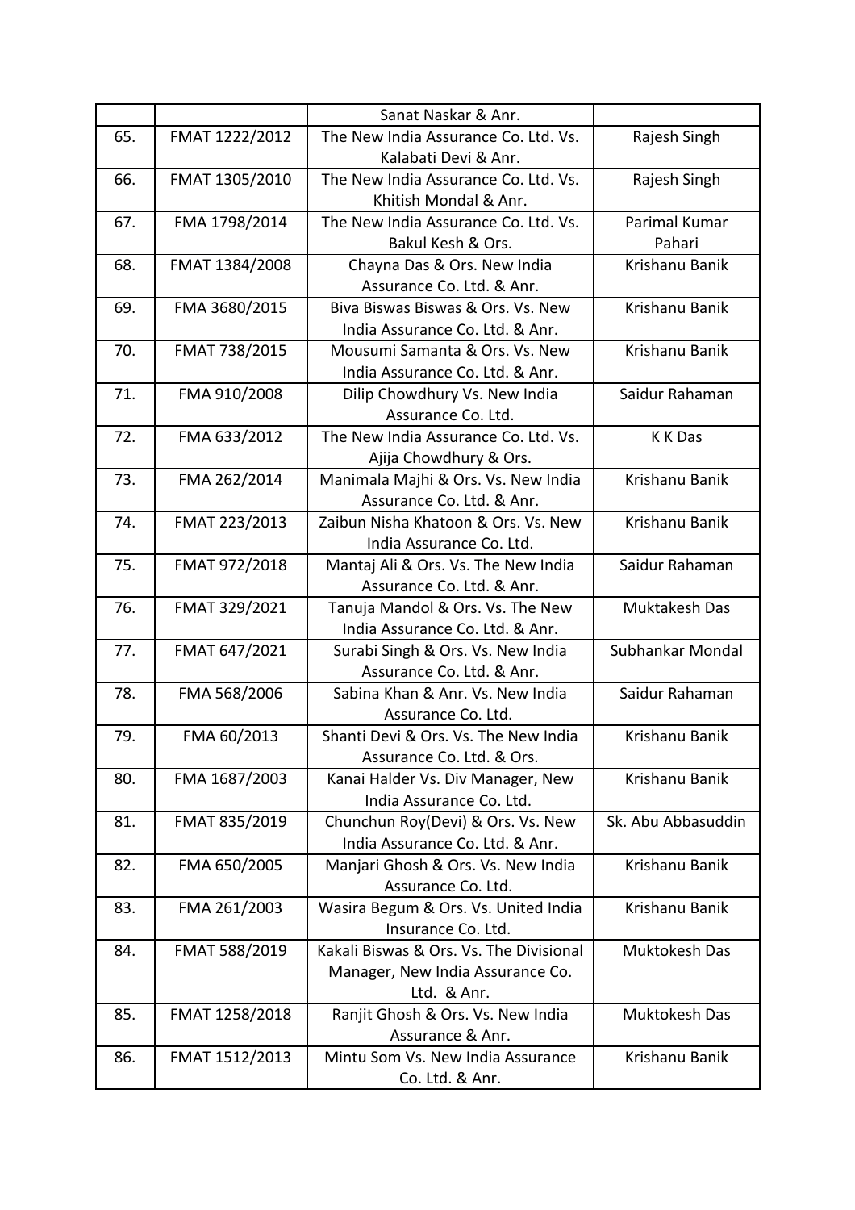| | | | |
|---|---|---|---|
| | | Sanat Naskar & Anr. | |
| 65. | FMAT 1222/2012 | The New India Assurance Co. Ltd. Vs. Kalabati Devi & Anr. | Rajesh Singh |
| 66. | FMAT 1305/2010 | The New India Assurance Co. Ltd. Vs. Khitish Mondal & Anr. | Rajesh Singh |
| 67. | FMA 1798/2014 | The New India Assurance Co. Ltd. Vs. Bakul Kesh & Ors. | Parimal Kumar Pahari |
| 68. | FMAT 1384/2008 | Chayna Das & Ors. New India Assurance Co. Ltd. & Anr. | Krishanu Banik |
| 69. | FMA 3680/2015 | Biva Biswas Biswas & Ors. Vs. New India Assurance Co. Ltd. & Anr. | Krishanu Banik |
| 70. | FMAT 738/2015 | Mousumi Samanta & Ors. Vs. New India Assurance Co. Ltd. & Anr. | Krishanu Banik |
| 71. | FMA 910/2008 | Dilip Chowdhury Vs. New India Assurance Co. Ltd. | Saidur Rahaman |
| 72. | FMA 633/2012 | The New India Assurance Co. Ltd. Vs. Ajija Chowdhury & Ors. | K K Das |
| 73. | FMA 262/2014 | Manimala Majhi & Ors. Vs. New India Assurance Co. Ltd. & Anr. | Krishanu Banik |
| 74. | FMAT 223/2013 | Zaibun Nisha Khatoon & Ors. Vs. New India Assurance Co. Ltd. | Krishanu Banik |
| 75. | FMAT 972/2018 | Mantaj Ali & Ors. Vs. The New India Assurance Co. Ltd. & Anr. | Saidur Rahaman |
| 76. | FMAT 329/2021 | Tanuja Mandol & Ors. Vs. The New India Assurance Co. Ltd. & Anr. | Muktakesh Das |
| 77. | FMAT 647/2021 | Surabi Singh & Ors. Vs. New India Assurance Co. Ltd. & Anr. | Subhankar Mondal |
| 78. | FMA 568/2006 | Sabina Khan & Anr. Vs. New India Assurance Co. Ltd. | Saidur Rahaman |
| 79. | FMA 60/2013 | Shanti Devi & Ors. Vs. The New India Assurance Co. Ltd. & Ors. | Krishanu Banik |
| 80. | FMA 1687/2003 | Kanai Halder Vs. Div Manager, New India Assurance Co. Ltd. | Krishanu Banik |
| 81. | FMAT 835/2019 | Chunchun Roy(Devi) & Ors. Vs. New India Assurance Co. Ltd. & Anr. | Sk. Abu Abbasuddin |
| 82. | FMA 650/2005 | Manjari Ghosh & Ors. Vs. New India Assurance Co. Ltd. | Krishanu Banik |
| 83. | FMA 261/2003 | Wasira Begum & Ors. Vs. United India Insurance Co. Ltd. | Krishanu Banik |
| 84. | FMAT 588/2019 | Kakali Biswas & Ors. Vs. The Divisional Manager, New India Assurance Co. Ltd. & Anr. | Muktokesh Das |
| 85. | FMAT 1258/2018 | Ranjit Ghosh & Ors. Vs. New India Assurance & Anr. | Muktokesh Das |
| 86. | FMAT 1512/2013 | Mintu Som Vs. New India Assurance Co. Ltd. & Anr. | Krishanu Banik |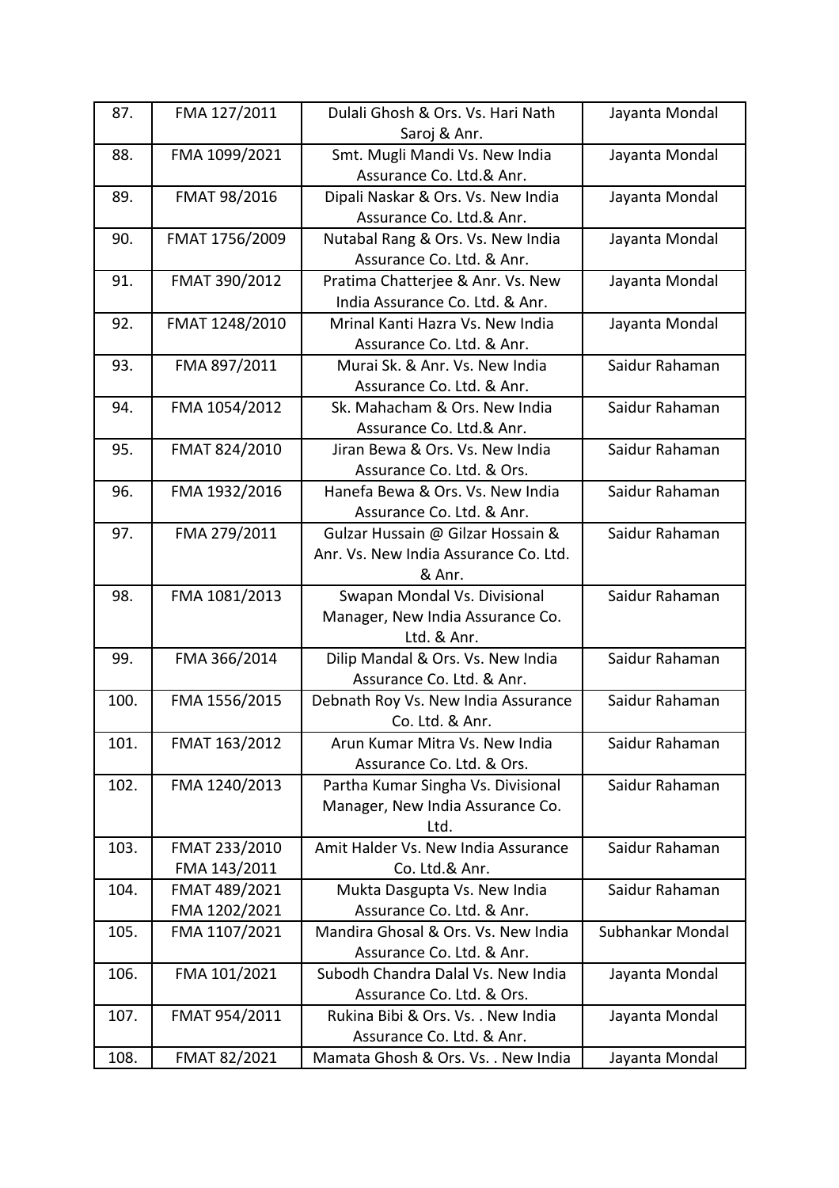| 87. | FMA 127/2011 | Dulali Ghosh & Ors. Vs. Hari Nath Saroj & Anr. | Jayanta Mondal |
|---|---|---|---|
| 88. | FMA 1099/2021 | Smt. Mugli Mandi Vs. New India Assurance Co. Ltd.& Anr. | Jayanta Mondal |
| 89. | FMAT 98/2016 | Dipali Naskar & Ors. Vs. New India Assurance Co. Ltd.& Anr. | Jayanta Mondal |
| 90. | FMAT 1756/2009 | Nutabal Rang & Ors. Vs. New India Assurance Co. Ltd. & Anr. | Jayanta Mondal |
| 91. | FMAT 390/2012 | Pratima Chatterjee & Anr. Vs. New India Assurance Co. Ltd. & Anr. | Jayanta Mondal |
| 92. | FMAT 1248/2010 | Mrinal Kanti Hazra Vs. New India Assurance Co. Ltd. & Anr. | Jayanta Mondal |
| 93. | FMA 897/2011 | Murai Sk. & Anr. Vs. New India Assurance Co. Ltd. & Anr. | Saidur Rahaman |
| 94. | FMA 1054/2012 | Sk. Mahacham & Ors. New India Assurance Co. Ltd.& Anr. | Saidur Rahaman |
| 95. | FMAT 824/2010 | Jiran Bewa & Ors. Vs. New India Assurance Co. Ltd. & Ors. | Saidur Rahaman |
| 96. | FMA 1932/2016 | Hanefa Bewa & Ors. Vs. New India Assurance Co. Ltd. & Anr. | Saidur Rahaman |
| 97. | FMA 279/2011 | Gulzar Hussain @ Gilzar Hossain & Anr. Vs. New India Assurance Co. Ltd. & Anr. | Saidur Rahaman |
| 98. | FMA 1081/2013 | Swapan Mondal Vs. Divisional Manager, New India Assurance Co. Ltd. & Anr. | Saidur Rahaman |
| 99. | FMA 366/2014 | Dilip Mandal & Ors. Vs. New India Assurance Co. Ltd. & Anr. | Saidur Rahaman |
| 100. | FMA 1556/2015 | Debnath Roy Vs. New India Assurance Co. Ltd. & Anr. | Saidur Rahaman |
| 101. | FMAT 163/2012 | Arun Kumar Mitra Vs. New India Assurance Co. Ltd. & Ors. | Saidur Rahaman |
| 102. | FMA 1240/2013 | Partha Kumar Singha Vs. Divisional Manager, New India Assurance Co. Ltd. | Saidur Rahaman |
| 103. | FMAT 233/2010 FMA 143/2011 | Amit Halder Vs. New India Assurance Co. Ltd.& Anr. | Saidur Rahaman |
| 104. | FMAT 489/2021 FMA 1202/2021 | Mukta Dasgupta Vs. New India Assurance Co. Ltd. & Anr. | Saidur Rahaman |
| 105. | FMA 1107/2021 | Mandira Ghosal & Ors. Vs. New India Assurance Co. Ltd. & Anr. | Subhankar Mondal |
| 106. | FMA 101/2021 | Subodh Chandra Dalal Vs. New India Assurance Co. Ltd. & Ors. | Jayanta Mondal |
| 107. | FMAT 954/2011 | Rukina Bibi & Ors. Vs. . New India Assurance Co. Ltd. & Anr. | Jayanta Mondal |
| 108. | FMAT 82/2021 | Mamata Ghosh & Ors. Vs. . New India | Jayanta Mondal |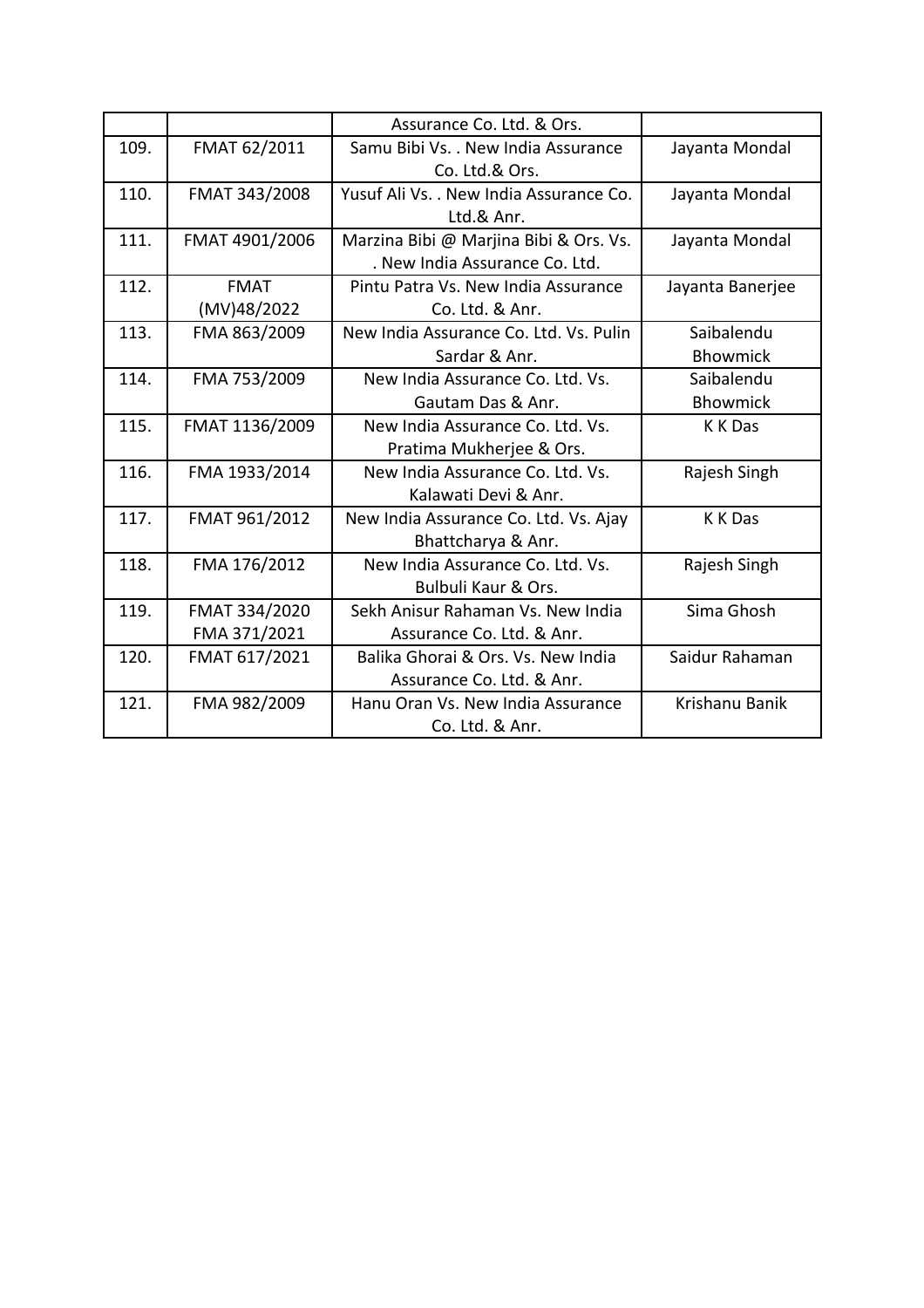| | | Assurance Co. Ltd. & Ors. | |
|---|---|---|---|
| 109. | FMAT 62/2011 | Samu Bibi Vs. . New India Assurance Co. Ltd.& Ors. | Jayanta Mondal |
| 110. | FMAT 343/2008 | Yusuf Ali Vs. . New India Assurance Co. Ltd.& Anr. | Jayanta Mondal |
| 111. | FMAT 4901/2006 | Marzina Bibi @ Marjina Bibi & Ors. Vs. . New India Assurance Co. Ltd. | Jayanta Mondal |
| 112. | FMAT (MV)48/2022 | Pintu Patra Vs. New India Assurance Co. Ltd. & Anr. | Jayanta Banerjee |
| 113. | FMA 863/2009 | New India Assurance Co. Ltd. Vs. Pulin Sardar & Anr. | Saibalendu Bhowmick |
| 114. | FMA 753/2009 | New India Assurance Co. Ltd. Vs. Gautam Das & Anr. | Saibalendu Bhowmick |
| 115. | FMAT 1136/2009 | New India Assurance Co. Ltd. Vs. Pratima Mukherjee & Ors. | K K Das |
| 116. | FMA 1933/2014 | New India Assurance Co. Ltd. Vs. Kalawati Devi & Anr. | Rajesh Singh |
| 117. | FMAT 961/2012 | New India Assurance Co. Ltd. Vs. Ajay Bhattcharya & Anr. | K K Das |
| 118. | FMA 176/2012 | New India Assurance Co. Ltd. Vs. Bulbuli Kaur & Ors. | Rajesh Singh |
| 119. | FMAT 334/2020 FMA 371/2021 | Sekh Anisur Rahaman Vs. New India Assurance Co. Ltd. & Anr. | Sima Ghosh |
| 120. | FMAT 617/2021 | Balika Ghorai & Ors. Vs. New India Assurance Co. Ltd. & Anr. | Saidur Rahaman |
| 121. | FMA 982/2009 | Hanu Oran Vs. New India Assurance Co. Ltd. & Anr. | Krishanu Banik |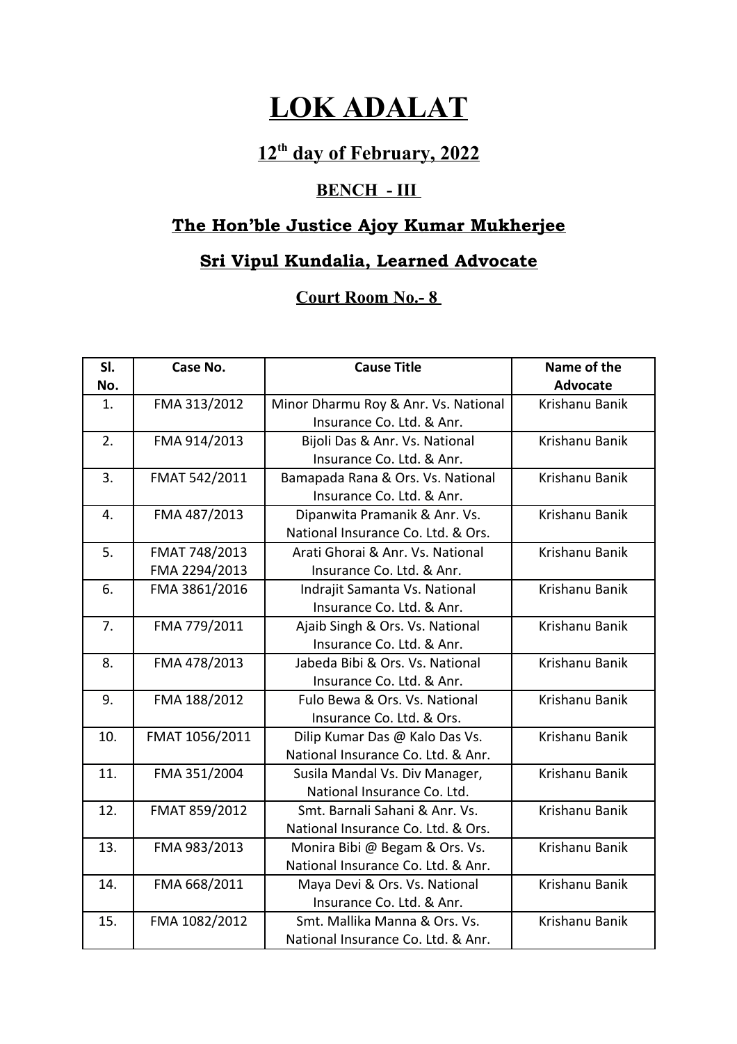# LOK ADALAT

## 12th day of February, 2022

### BENCH - III

### The Hon'ble Justice Ajoy Kumar Mukherjee

### Sri Vipul Kundalia, Learned Advocate

### Court Room No.- 8

| Sl. No. | Case No. | Cause Title | Name of the Advocate |
|---|---|---|---|
| 1. | FMA 313/2012 | Minor Dharmu Roy & Anr. Vs. National Insurance Co. Ltd. & Anr. | Krishanu Banik |
| 2. | FMA 914/2013 | Bijoli Das & Anr. Vs. National Insurance Co. Ltd. & Anr. | Krishanu Banik |
| 3. | FMAT 542/2011 | Bamapada Rana & Ors. Vs. National Insurance Co. Ltd. & Anr. | Krishanu Banik |
| 4. | FMA 487/2013 | Dipanwita Pramanik & Anr. Vs. National Insurance Co. Ltd. & Ors. | Krishanu Banik |
| 5. | FMAT 748/2013<br>FMA 2294/2013 | Arati Ghorai & Anr. Vs. National Insurance Co. Ltd. & Anr. | Krishanu Banik |
| 6. | FMA 3861/2016 | Indrajit Samanta Vs. National Insurance Co. Ltd. & Anr. | Krishanu Banik |
| 7. | FMA 779/2011 | Ajaib Singh & Ors. Vs. National Insurance Co. Ltd. & Anr. | Krishanu Banik |
| 8. | FMA 478/2013 | Jabeda Bibi & Ors. Vs. National Insurance Co. Ltd. & Anr. | Krishanu Banik |
| 9. | FMA 188/2012 | Fulo Bewa & Ors. Vs. National Insurance Co. Ltd. & Ors. | Krishanu Banik |
| 10. | FMAT 1056/2011 | Dilip Kumar Das @ Kalo Das Vs. National Insurance Co. Ltd. & Anr. | Krishanu Banik |
| 11. | FMA 351/2004 | Susila Mandal Vs. Div Manager, National Insurance Co. Ltd. | Krishanu Banik |
| 12. | FMAT 859/2012 | Smt. Barnali Sahani & Anr. Vs. National Insurance Co. Ltd. & Ors. | Krishanu Banik |
| 13. | FMA 983/2013 | Monira Bibi @ Begam & Ors. Vs. National Insurance Co. Ltd. & Anr. | Krishanu Banik |
| 14. | FMA 668/2011 | Maya Devi & Ors. Vs. National Insurance Co. Ltd. & Anr. | Krishanu Banik |
| 15. | FMA 1082/2012 | Smt. Mallika Manna & Ors. Vs. National Insurance Co. Ltd. & Anr. | Krishanu Banik |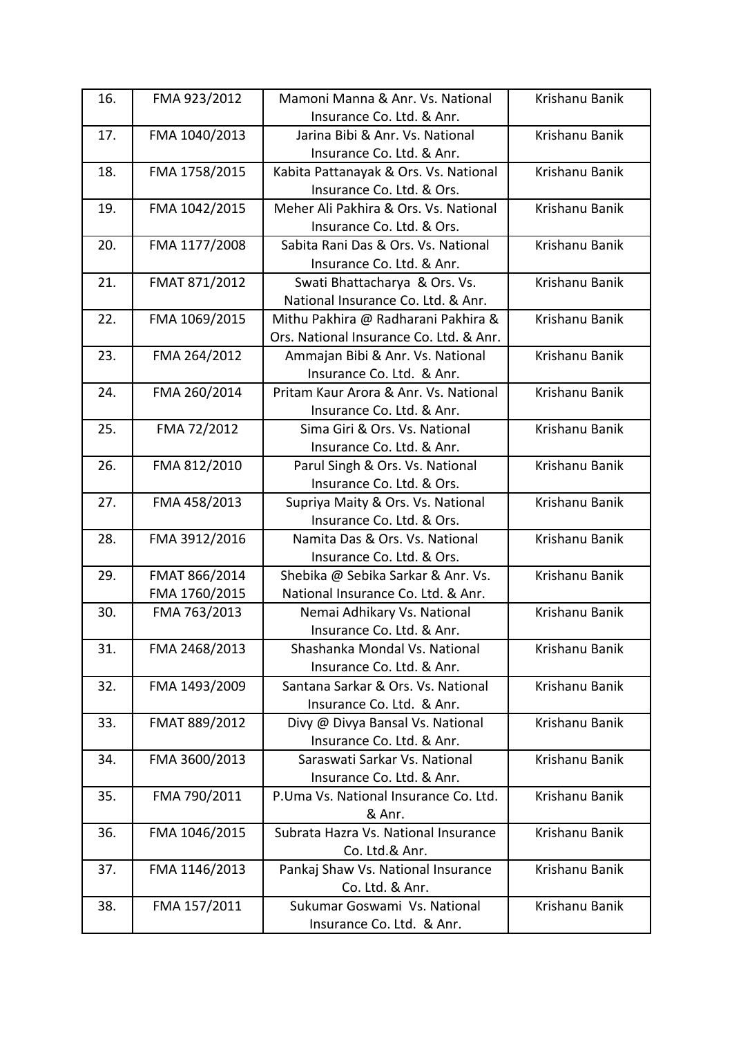| 16. | FMA 923/2012 | Mamoni Manna & Anr. Vs. National Insurance Co. Ltd. & Anr. | Krishanu Banik |
|---|---|---|---|
| 17. | FMA 1040/2013 | Jarina Bibi & Anr. Vs. National Insurance Co. Ltd. & Anr. | Krishanu Banik |
| 18. | FMA 1758/2015 | Kabita Pattanayak & Ors. Vs. National Insurance Co. Ltd. & Ors. | Krishanu Banik |
| 19. | FMA 1042/2015 | Meher Ali Pakhira & Ors. Vs. National Insurance Co. Ltd. & Ors. | Krishanu Banik |
| 20. | FMA 1177/2008 | Sabita Rani Das & Ors. Vs. National Insurance Co. Ltd. & Anr. | Krishanu Banik |
| 21. | FMAT 871/2012 | Swati Bhattacharya & Ors. Vs. National Insurance Co. Ltd. & Anr. | Krishanu Banik |
| 22. | FMA 1069/2015 | Mithu Pakhira @ Radharani Pakhira & Ors. National Insurance Co. Ltd. & Anr. | Krishanu Banik |
| 23. | FMA 264/2012 | Ammajan Bibi & Anr. Vs. National Insurance Co. Ltd. & Anr. | Krishanu Banik |
| 24. | FMA 260/2014 | Pritam Kaur Arora & Anr. Vs. National Insurance Co. Ltd. & Anr. | Krishanu Banik |
| 25. | FMA 72/2012 | Sima Giri & Ors. Vs. National Insurance Co. Ltd. & Anr. | Krishanu Banik |
| 26. | FMA 812/2010 | Parul Singh & Ors. Vs. National Insurance Co. Ltd. & Ors. | Krishanu Banik |
| 27. | FMA 458/2013 | Supriya Maity & Ors. Vs. National Insurance Co. Ltd. & Ors. | Krishanu Banik |
| 28. | FMA 3912/2016 | Namita Das & Ors. Vs. National Insurance Co. Ltd. & Ors. | Krishanu Banik |
| 29. | FMAT 866/2014 FMA 1760/2015 | Shebika @ Sebika Sarkar & Anr. Vs. National Insurance Co. Ltd. & Anr. | Krishanu Banik |
| 30. | FMA 763/2013 | Nemai Adhikary Vs. National Insurance Co. Ltd. & Anr. | Krishanu Banik |
| 31. | FMA 2468/2013 | Shashanka Mondal Vs. National Insurance Co. Ltd. & Anr. | Krishanu Banik |
| 32. | FMA 1493/2009 | Santana Sarkar & Ors. Vs. National Insurance Co. Ltd. & Anr. | Krishanu Banik |
| 33. | FMAT 889/2012 | Divy @ Divya Bansal Vs. National Insurance Co. Ltd. & Anr. | Krishanu Banik |
| 34. | FMA 3600/2013 | Saraswati Sarkar Vs. National Insurance Co. Ltd. & Anr. | Krishanu Banik |
| 35. | FMA 790/2011 | P.Uma Vs. National Insurance Co. Ltd. & Anr. | Krishanu Banik |
| 36. | FMA 1046/2015 | Subrata Hazra Vs. National Insurance Co. Ltd.& Anr. | Krishanu Banik |
| 37. | FMA 1146/2013 | Pankaj Shaw Vs. National Insurance Co. Ltd. & Anr. | Krishanu Banik |
| 38. | FMA 157/2011 | Sukumar Goswami Vs. National Insurance Co. Ltd. & Anr. | Krishanu Banik |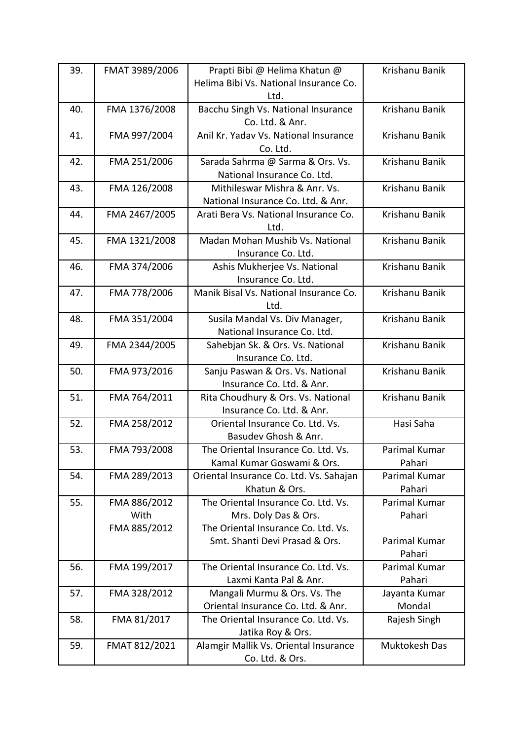| 39. | FMAT 3989/2006 | Prapti Bibi @ Helima Khatun @ Helima Bibi Vs. National Insurance Co. Ltd. | Krishanu Banik |
|---|---|---|---|
| 40. | FMA 1376/2008 | Bacchu Singh Vs. National Insurance Co. Ltd. & Anr. | Krishanu Banik |
| 41. | FMA 997/2004 | Anil Kr. Yadav Vs. National Insurance Co. Ltd. | Krishanu Banik |
| 42. | FMA 251/2006 | Sarada Sahrma @ Sarma & Ors. Vs. National Insurance Co. Ltd. | Krishanu Banik |
| 43. | FMA 126/2008 | Mithileswar Mishra & Anr. Vs. National Insurance Co. Ltd. & Anr. | Krishanu Banik |
| 44. | FMA 2467/2005 | Arati Bera Vs. National Insurance Co. Ltd. | Krishanu Banik |
| 45. | FMA 1321/2008 | Madan Mohan Mushib Vs. National Insurance Co. Ltd. | Krishanu Banik |
| 46. | FMA 374/2006 | Ashis Mukherjee Vs. National Insurance Co. Ltd. | Krishanu Banik |
| 47. | FMA 778/2006 | Manik Bisal Vs. National Insurance Co. Ltd. | Krishanu Banik |
| 48. | FMA 351/2004 | Susila Mandal Vs. Div Manager, National Insurance Co. Ltd. | Krishanu Banik |
| 49. | FMA 2344/2005 | Sahebjan Sk. & Ors. Vs. National Insurance Co. Ltd. | Krishanu Banik |
| 50. | FMA 973/2016 | Sanju Paswan & Ors. Vs. National Insurance Co. Ltd. & Anr. | Krishanu Banik |
| 51. | FMA 764/2011 | Rita Choudhury & Ors. Vs. National Insurance Co. Ltd. & Anr. | Krishanu Banik |
| 52. | FMA 258/2012 | Oriental Insurance Co. Ltd. Vs. Basudev Ghosh & Anr. | Hasi Saha |
| 53. | FMA 793/2008 | The Oriental Insurance Co. Ltd. Vs. Kamal Kumar Goswami & Ors. | Parimal Kumar Pahari |
| 54. | FMA 289/2013 | Oriental Insurance Co. Ltd. Vs. Sahajan Khatun & Ors. | Parimal Kumar Pahari |
| 55. | FMA 886/2012 With FMA 885/2012 | The Oriental Insurance Co. Ltd. Vs. Mrs. Doly Das & Ors. The Oriental Insurance Co. Ltd. Vs. Smt. Shanti Devi Prasad & Ors. | Parimal Kumar Pahari Parimal Kumar Pahari |
| 56. | FMA 199/2017 | The Oriental Insurance Co. Ltd. Vs. Laxmi Kanta Pal & Anr. | Parimal Kumar Pahari |
| 57. | FMA 328/2012 | Mangali Murmu & Ors. Vs. The Oriental Insurance Co. Ltd. & Anr. | Jayanta Kumar Mondal |
| 58. | FMA 81/2017 | The Oriental Insurance Co. Ltd. Vs. Jatika Roy & Ors. | Rajesh Singh |
| 59. | FMAT 812/2021 | Alamgir Mallik Vs. Oriental Insurance Co. Ltd. & Ors. | Muktokesh Das |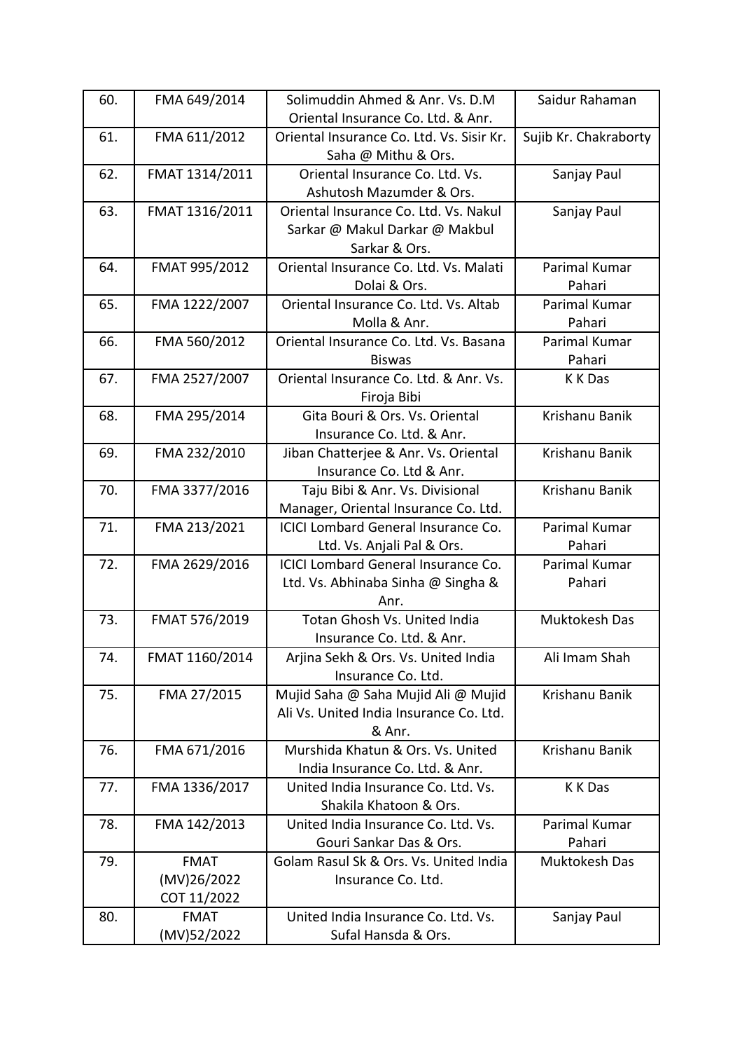| 60. | FMA 649/2014 | Solimuddin Ahmed & Anr. Vs. D.M Oriental Insurance Co. Ltd. & Anr. | Saidur Rahaman |
|---|---|---|---|
| 61. | FMA 611/2012 | Oriental Insurance Co. Ltd. Vs. Sisir Kr. Saha @ Mithu & Ors. | Sujib Kr. Chakraborty |
| 62. | FMAT 1314/2011 | Oriental Insurance Co. Ltd. Vs. Ashutosh Mazumder & Ors. | Sanjay Paul |
| 63. | FMAT 1316/2011 | Oriental Insurance Co. Ltd. Vs. Nakul Sarkar @ Makul Darkar @ Makbul Sarkar & Ors. | Sanjay Paul |
| 64. | FMAT 995/2012 | Oriental Insurance Co. Ltd. Vs. Malati Dolai & Ors. | Parimal Kumar Pahari |
| 65. | FMA 1222/2007 | Oriental Insurance Co. Ltd. Vs. Altab Molla & Anr. | Parimal Kumar Pahari |
| 66. | FMA 560/2012 | Oriental Insurance Co. Ltd. Vs. Basana Biswas | Parimal Kumar Pahari |
| 67. | FMA 2527/2007 | Oriental Insurance Co. Ltd. & Anr. Vs. Firoja Bibi | K K Das |
| 68. | FMA 295/2014 | Gita Bouri & Ors. Vs. Oriental Insurance Co. Ltd. & Anr. | Krishanu Banik |
| 69. | FMA 232/2010 | Jiban Chatterjee & Anr. Vs. Oriental Insurance Co. Ltd & Anr. | Krishanu Banik |
| 70. | FMA 3377/2016 | Taju Bibi & Anr. Vs. Divisional Manager, Oriental Insurance Co. Ltd. | Krishanu Banik |
| 71. | FMA 213/2021 | ICICI Lombard General Insurance Co. Ltd. Vs. Anjali Pal & Ors. | Parimal Kumar Pahari |
| 72. | FMA 2629/2016 | ICICI Lombard General Insurance Co. Ltd. Vs. Abhinaba Sinha @ Singha & Anr. | Parimal Kumar Pahari |
| 73. | FMAT 576/2019 | Totan Ghosh Vs. United India Insurance Co. Ltd. & Anr. | Muktokesh Das |
| 74. | FMAT 1160/2014 | Arjina Sekh & Ors. Vs. United India Insurance Co. Ltd. | Ali Imam Shah |
| 75. | FMA 27/2015 | Mujid Saha @ Saha Mujid Ali @ Mujid Ali Vs. United India Insurance Co. Ltd. & Anr. | Krishanu Banik |
| 76. | FMA 671/2016 | Murshida Khatun & Ors. Vs. United India Insurance Co. Ltd. & Anr. | Krishanu Banik |
| 77. | FMA 1336/2017 | United India Insurance Co. Ltd. Vs. Shakila Khatoon & Ors. | K K Das |
| 78. | FMA 142/2013 | United India Insurance Co. Ltd. Vs. Gouri Sankar Das & Ors. | Parimal Kumar Pahari |
| 79. | FMAT (MV)26/2022 COT 11/2022 | Golam Rasul Sk & Ors. Vs. United India Insurance Co. Ltd. | Muktokesh Das |
| 80. | FMAT (MV)52/2022 | United India Insurance Co. Ltd. Vs. Sufal Hansda & Ors. | Sanjay Paul |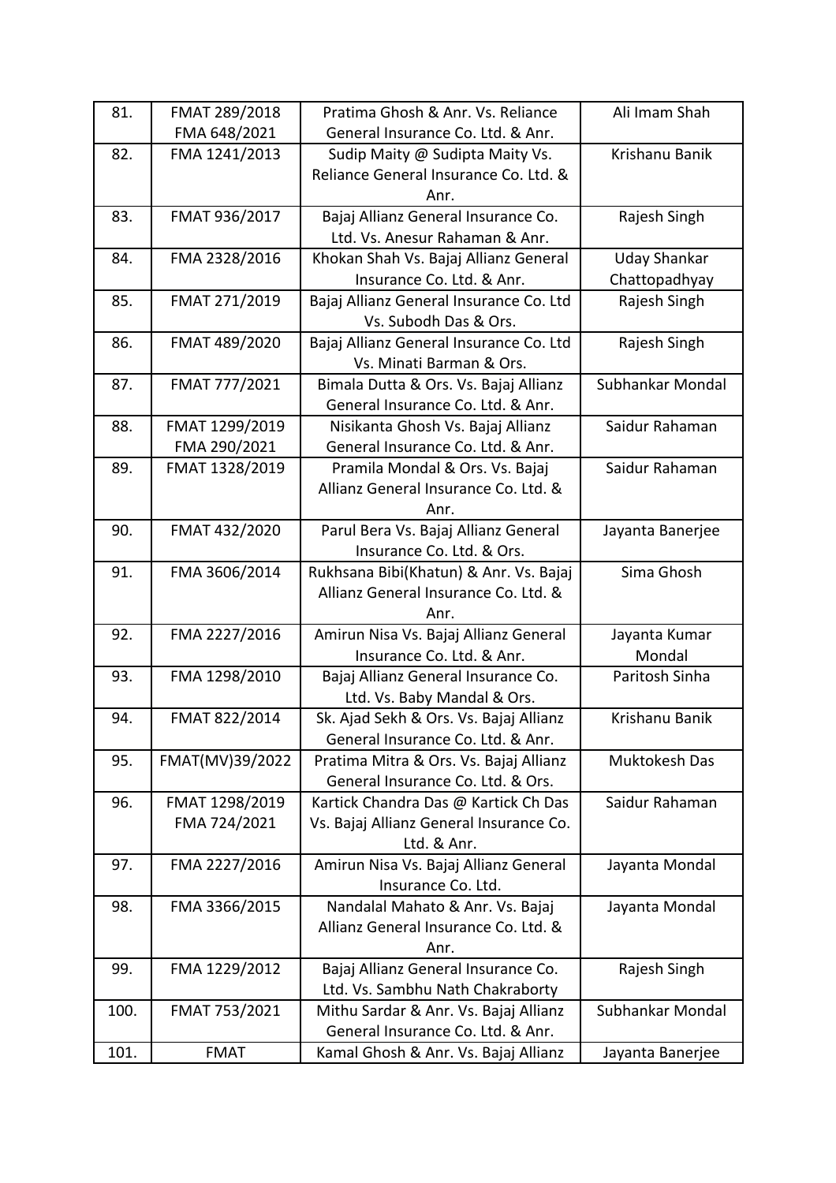| 81. | FMAT 289/2018 FMA 648/2021 | Pratima Ghosh & Anr. Vs. Reliance General Insurance Co. Ltd. & Anr. | Ali Imam Shah |
|---|---|---|---|
| 82. | FMA 1241/2013 | Sudip Maity @ Sudipta Maity Vs. Reliance General Insurance Co. Ltd. & Anr. | Krishanu Banik |
| 83. | FMAT 936/2017 | Bajaj Allianz General Insurance Co. Ltd. Vs. Anesur Rahaman & Anr. | Rajesh Singh |
| 84. | FMA 2328/2016 | Khokan Shah Vs. Bajaj Allianz General Insurance Co. Ltd. & Anr. | Uday Shankar Chattopadhyay |
| 85. | FMAT 271/2019 | Bajaj Allianz General Insurance Co. Ltd Vs. Subodh Das & Ors. | Rajesh Singh |
| 86. | FMAT 489/2020 | Bajaj Allianz General Insurance Co. Ltd Vs. Minati Barman & Ors. | Rajesh Singh |
| 87. | FMAT 777/2021 | Bimala Dutta & Ors. Vs. Bajaj Allianz General Insurance Co. Ltd. & Anr. | Subhankar Mondal |
| 88. | FMAT 1299/2019 FMA 290/2021 | Nisikanta Ghosh Vs. Bajaj Allianz General Insurance Co. Ltd. & Anr. | Saidur Rahaman |
| 89. | FMAT 1328/2019 | Pramila Mondal & Ors. Vs. Bajaj Allianz General Insurance Co. Ltd. & Anr. | Saidur Rahaman |
| 90. | FMAT 432/2020 | Parul Bera Vs. Bajaj Allianz General Insurance Co. Ltd. & Ors. | Jayanta Banerjee |
| 91. | FMA 3606/2014 | Rukhsana Bibi(Khatun) & Anr. Vs. Bajaj Allianz General Insurance Co. Ltd. & Anr. | Sima Ghosh |
| 92. | FMA 2227/2016 | Amirun Nisa Vs. Bajaj Allianz General Insurance Co. Ltd. & Anr. | Jayanta Kumar Mondal |
| 93. | FMA 1298/2010 | Bajaj Allianz General Insurance Co. Ltd. Vs. Baby Mandal & Ors. | Paritosh Sinha |
| 94. | FMAT 822/2014 | Sk. Ajad Sekh & Ors. Vs. Bajaj Allianz General Insurance Co. Ltd. & Anr. | Krishanu Banik |
| 95. | FMAT(MV)39/2022 | Pratima Mitra & Ors. Vs. Bajaj Allianz General Insurance Co. Ltd. & Ors. | Muktokesh Das |
| 96. | FMAT 1298/2019 FMA 724/2021 | Kartick Chandra Das @ Kartick Ch Das Vs. Bajaj Allianz General Insurance Co. Ltd. & Anr. | Saidur Rahaman |
| 97. | FMA 2227/2016 | Amirun Nisa Vs. Bajaj Allianz General Insurance Co. Ltd. | Jayanta Mondal |
| 98. | FMA 3366/2015 | Nandalal Mahato & Anr. Vs. Bajaj Allianz General Insurance Co. Ltd. & Anr. | Jayanta Mondal |
| 99. | FMA 1229/2012 | Bajaj Allianz General Insurance Co. Ltd. Vs. Sambhu Nath Chakraborty | Rajesh Singh |
| 100. | FMAT 753/2021 | Mithu Sardar & Anr. Vs. Bajaj Allianz General Insurance Co. Ltd. & Anr. | Subhankar Mondal |
| 101. | FMAT | Kamal Ghosh & Anr. Vs. Bajaj Allianz | Jayanta Banerjee |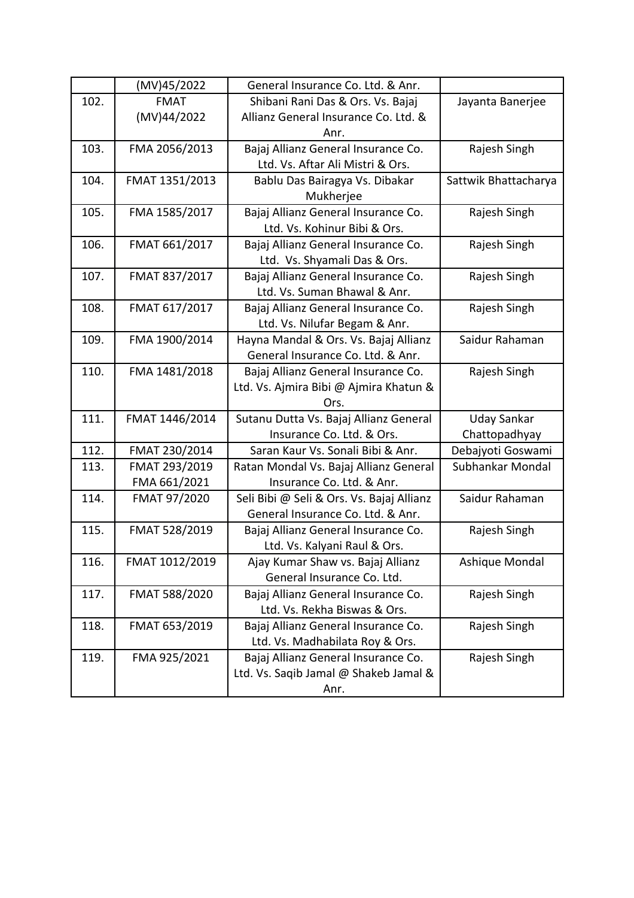| | | | |
|---|---|---|---|
| | (MV)45/2022 | General Insurance Co. Ltd. & Anr. | |
| 102. | FMAT (MV)44/2022 | Shibani Rani Das & Ors. Vs. Bajaj Allianz General Insurance Co. Ltd. & Anr. | Jayanta Banerjee |
| 103. | FMA 2056/2013 | Bajaj Allianz General Insurance Co. Ltd. Vs. Aftar Ali Mistri & Ors. | Rajesh Singh |
| 104. | FMAT 1351/2013 | Bablu Das Bairagya Vs. Dibakar Mukherjee | Sattwik Bhattacharya |
| 105. | FMA 1585/2017 | Bajaj Allianz General Insurance Co. Ltd. Vs. Kohinur Bibi & Ors. | Rajesh Singh |
| 106. | FMAT 661/2017 | Bajaj Allianz General Insurance Co. Ltd. Vs. Shyamali Das & Ors. | Rajesh Singh |
| 107. | FMAT 837/2017 | Bajaj Allianz General Insurance Co. Ltd. Vs. Suman Bhawal & Anr. | Rajesh Singh |
| 108. | FMAT 617/2017 | Bajaj Allianz General Insurance Co. Ltd. Vs. Nilufar Begam & Anr. | Rajesh Singh |
| 109. | FMA 1900/2014 | Hayna Mandal & Ors. Vs. Bajaj Allianz General Insurance Co. Ltd. & Anr. | Saidur Rahaman |
| 110. | FMA 1481/2018 | Bajaj Allianz General Insurance Co. Ltd. Vs. Ajmira Bibi @ Ajmira Khatun & Ors. | Rajesh Singh |
| 111. | FMAT 1446/2014 | Sutanu Dutta Vs. Bajaj Allianz General Insurance Co. Ltd. & Ors. | Uday Sankar Chattopadhyay |
| 112. | FMAT 230/2014 | Saran Kaur Vs. Sonali Bibi & Anr. | Debajyoti Goswami |
| 113. | FMAT 293/2019 FMA 661/2021 | Ratan Mondal Vs. Bajaj Allianz General Insurance Co. Ltd. & Anr. | Subhankar Mondal |
| 114. | FMAT 97/2020 | Seli Bibi @ Seli & Ors. Vs. Bajaj Allianz General Insurance Co. Ltd. & Anr. | Saidur Rahaman |
| 115. | FMAT 528/2019 | Bajaj Allianz General Insurance Co. Ltd. Vs. Kalyani Raul & Ors. | Rajesh Singh |
| 116. | FMAT 1012/2019 | Ajay Kumar Shaw vs. Bajaj Allianz General Insurance Co. Ltd. | Ashique Mondal |
| 117. | FMAT 588/2020 | Bajaj Allianz General Insurance Co. Ltd. Vs. Rekha Biswas & Ors. | Rajesh Singh |
| 118. | FMAT 653/2019 | Bajaj Allianz General Insurance Co. Ltd. Vs. Madhabilata Roy & Ors. | Rajesh Singh |
| 119. | FMA 925/2021 | Bajaj Allianz General Insurance Co. Ltd. Vs. Saqib Jamal @ Shakeb Jamal & Anr. | Rajesh Singh |